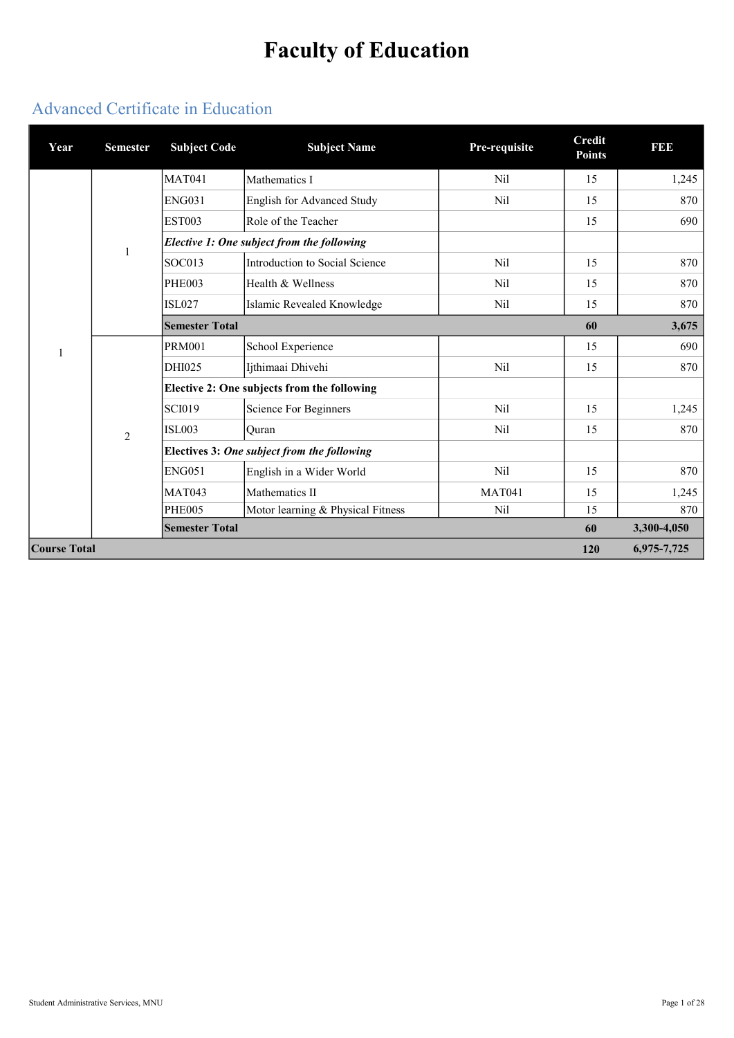# Faculty of Education

## Advanced Certificate in Education

| Year | Semester | Subject Code | Subject Name | Pre-requisite | Credit Points | FEE |
|---|---|---|---|---|---|---|
| 1 | 1 | MAT041 | Mathematics I | Nil | 15 | 1,245 |
| | | ENG031 | English for Advanced Study | Nil | 15 | 870 |
| | | EST003 | Role of the Teacher | | 15 | 690 |
| | | ***Elective 1: One subject from the following*** | | | | |
| | | SOC013 | Introduction to Social Science | Nil | 15 | 870 |
| | | PHE003 | Health & Wellness | Nil | 15 | 870 |
| | | ISL027 | Islamic Revealed Knowledge | Nil | 15 | 870 |
| | | **Semester Total** | | | **60** | **3,675** |
| | 2 | PRM001 | School Experience | | 15 | 690 |
| | | DHI025 | Ijthimaai Dhivehi | Nil | 15 | 870 |
| | | **Elective 2: One subjects from the following** | | | | |
| | | SCI019 | Science For Beginners | Nil | 15 | 1,245 |
| | | ISL003 | Quran | Nil | 15 | 870 |
| | | **Electives 3: *One subject from the following*** | | | | |
| | | ENG051 | English in a Wider World | Nil | 15 | 870 |
| | | MAT043 | Mathematics II | MAT041 | 15 | 1,245 |
| | | PHE005 | Motor learning & Physical Fitness | Nil | 15 | 870 |
| | | **Semester Total** | | | **60** | **3,300-4,050** |
| **Course Total** | | | | | **120** | **6,975-7,725** |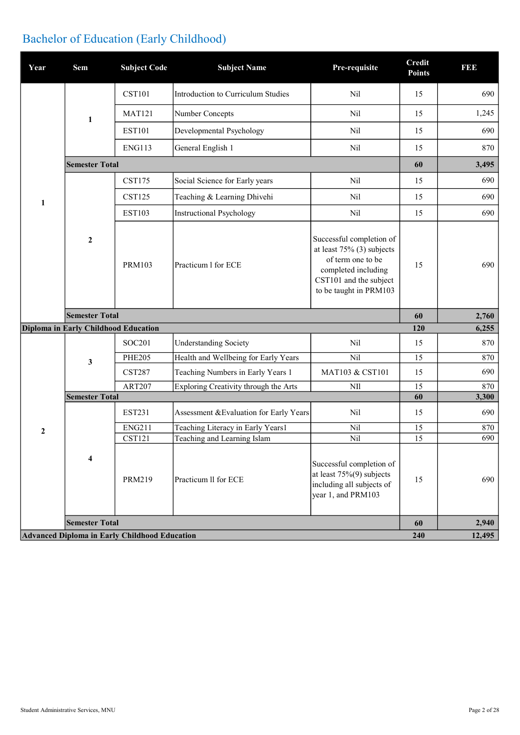# Bachelor of Education (Early Childhood)

| Year | Sem | Subject Code | Subject Name | Pre-requisite | Credit Points | FEE |
|---|---|---|---|---|---|---|
| 1 | 1 | CST101 | Introduction to Curriculum Studies | Nil | 15 | 690 |
| | | MAT121 | Number Concepts | Nil | 15 | 1,245 |
| | | EST101 | Developmental Psychology | Nil | 15 | 690 |
| | | ENG113 | General English 1 | Nil | 15 | 870 |
| | **Semester Total** | | | | **60** | **3,495** |
| | 2 | CST175 | Social Science for Early years | Nil | 15 | 690 |
| | | CST125 | Teaching & Learning Dhivehi | Nil | 15 | 690 |
| | | EST103 | Instructional Psychology | Nil | 15 | 690 |
| | | PRM103 | Practicum l for ECE | Successful completion of at least 75% (3) subjects of term one to be completed including CST101 and the subject to be taught in PRM103 | 15 | 690 |
| | **Semester Total** | | | | **60** | **2,760** |
| **Diploma in Early Childhood Education** | | | | | **120** | **6,255** |
| 2 | 3 | SOC201 | Understanding Society | Nil | 15 | 870 |
| | | PHE205 | Health and Wellbeing for Early Years | Nil | 15 | 870 |
| | | CST287 | Teaching Numbers in Early Years 1 | MAT103 & CST101 | 15 | 690 |
| | | ART207 | Exploring Creativity through the Arts | NIl | 15 | 870 |
| | **Semester Total** | | | | **60** | **3,300** |
| | 4 | EST231 | Assessment &Evaluation for Early Years | Nil | 15 | 690 |
| | | ENG211 | Teaching Literacy in Early Years1 | Nil | 15 | 870 |
| | | CST121 | Teaching and Learning Islam | Nil | 15 | 690 |
| | | PRM219 | Practicum ll for ECE | Successful completion of at least 75%(9) subjects including all subjects of year 1, and PRM103 | 15 | 690 |
| | **Semester Total** | | | | **60** | **2,940** |
| **Advanced Diploma in Early Childhood Education** | | | | | **240** | **12,495** |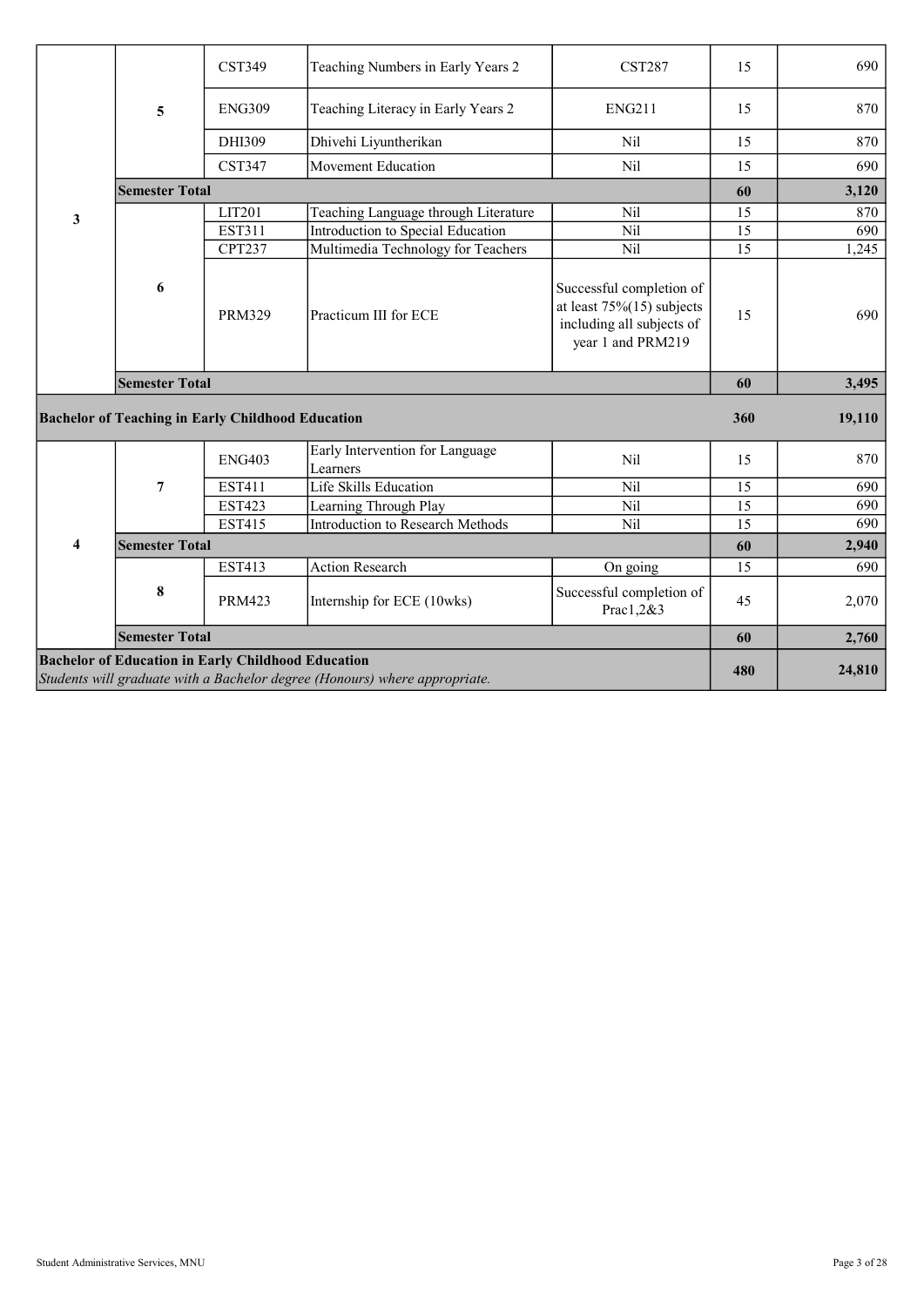| | | | | | | |
|---|---|---|---|---|---|---|
| 3 | 5 | CST349 | Teaching Numbers in Early Years 2 | CST287 | 15 | 690 |
| | | ENG309 | Teaching Literacy in Early Years 2 | ENG211 | 15 | 870 |
| | | DHI309 | Dhivehi Liyuntherikan | Nil | 15 | 870 |
| | | CST347 | Movement Education | Nil | 15 | 690 |
| | **Semester Total** | | | | **60** | **3,120** |
| | 6 | LIT201 | Teaching Language through Literature | Nil | 15 | 870 |
| | | EST311 | Introduction to Special Education | Nil | 15 | 690 |
| | | CPT237 | Multimedia Technology for Teachers | Nil | 15 | 1,245 |
| | | PRM329 | Practicum III for ECE | Successful completion of at least 75%(15) subjects including all subjects of year 1 and PRM219 | 15 | 690 |
| | **Semester Total** | | | | **60** | **3,495** |
| **Bachelor of Teaching in Early Childhood Education** | | | | | **360** | **19,110** |
| 4 | 7 | ENG403 | Early Intervention for Language Learners | Nil | 15 | 870 |
| | | EST411 | Life Skills Education | Nil | 15 | 690 |
| | | EST423 | Learning Through Play | Nil | 15 | 690 |
| | | EST415 | Introduction to Research Methods | Nil | 15 | 690 |
| | **Semester Total** | | | | **60** | **2,940** |
| | 8 | EST413 | Action Research | On going | 15 | 690 |
| | | PRM423 | Internship for ECE (10wks) | Successful completion of Prac1,2&3 | 45 | 2,070 |
| | **Semester Total** | | | | **60** | **2,760** |
| **Bachelor of Education in Early Childhood Education** *Students will graduate with a Bachelor degree (Honours) where appropriate.* | | | | | **480** | **24,810** |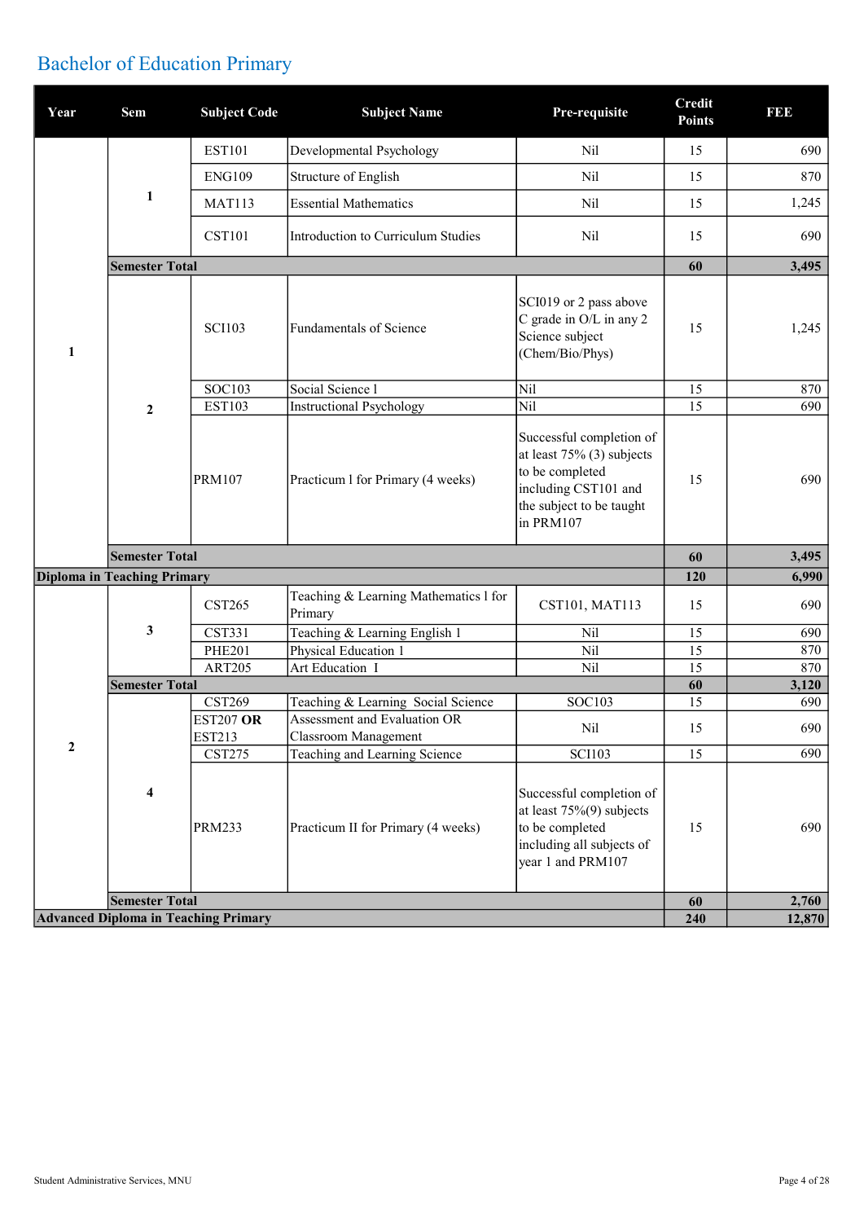# Bachelor of Education Primary

| Year | Sem | Subject Code | Subject Name | Pre-requisite | Credit Points | FEE |
|---|---|---|---|---|---|---|
| 1 | 1 | EST101 | Developmental Psychology | Nil | 15 | 690 |
| | | ENG109 | Structure of English | Nil | 15 | 870 |
| | | MAT113 | Essential Mathematics | Nil | 15 | 1,245 |
| | | CST101 | Introduction to Curriculum Studies | Nil | 15 | 690 |
| | **Semester Total** | | | | **60** | **3,495** |
| | 2 | SCI103 | Fundamentals of Science | SCI019 or 2 pass above C grade in O/L in any 2 Science subject (Chem/Bio/Phys) | 15 | 1,245 |
| | | SOC103 | Social Science l | Nil | 15 | 870 |
| | | EST103 | Instructional Psychology | Nil | 15 | 690 |
| | | PRM107 | Practicum l for Primary (4 weeks) | Successful completion of at least 75% (3) subjects to be completed including CST101 and the subject to be taught in PRM107 | 15 | 690 |
| | **Semester Total** | | | | **60** | **3,495** |
| **Diploma in Teaching Primary** | | | | | **120** | **6,990** |
| 2 | 3 | CST265 | Teaching & Learning Mathematics l for Primary | CST101, MAT113 | 15 | 690 |
| | | CST331 | Teaching & Learning English 1 | Nil | 15 | 690 |
| | | PHE201 | Physical Education 1 | Nil | 15 | 870 |
| | | ART205 | Art Education I | Nil | 15 | 870 |
| | **Semester Total** | | | | **60** | **3,120** |
| | 4 | CST269 | Teaching & Learning Social Science | SOC103 | 15 | 690 |
| | | EST207 **OR** EST213 | Assessment and Evaluation OR Classroom Management | Nil | 15 | 690 |
| | | CST275 | Teaching and Learning Science | SCI103 | 15 | 690 |
| | | PRM233 | Practicum II for Primary (4 weeks) | Successful completion of at least 75%(9) subjects to be completed including all subjects of year 1 and PRM107 | 15 | 690 |
| | **Semester Total** | | | | **60** | **2,760** |
| **Advanced Diploma in Teaching Primary** | | | | | **240** | **12,870** |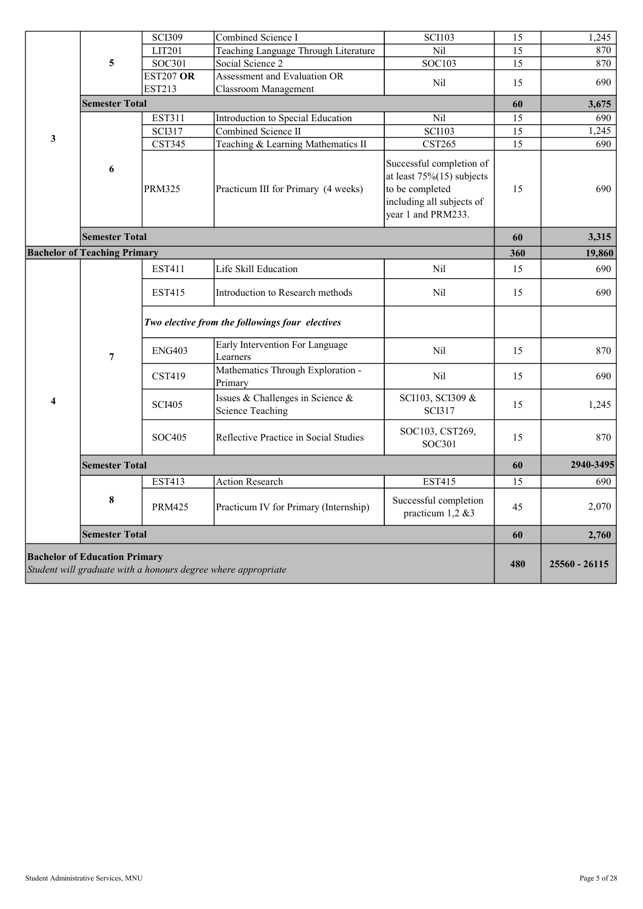| Year | Semester | Code | Subject | Prerequisite | Credits | Fee |
|---|---|---|---|---|---|---|
| 3 | 5 | SCI309 | Combined Science I | SCI103 | 15 | 1,245 |
| | | LIT201 | Teaching Language Through Literature | Nil | 15 | 870 |
| | | SOC301 | Social Science 2 | SOC103 | 15 | 870 |
| | | EST207 **OR** EST213 | Assessment and Evaluation OR Classroom Management | Nil | 15 | 690 |
| | **Semester Total** | | | | **60** | **3,675** |
| | 6 | EST311 | Introduction to Special Education | Nil | 15 | 690 |
| | | SCI317 | Combined Science II | SCI103 | 15 | 1,245 |
| | | CST345 | Teaching & Learning Mathematics II | CST265 | 15 | 690 |
| | | PRM325 | Practicum III for Primary (4 weeks) | Successful completion of at least 75%(15) subjects to be completed including all subjects of year 1 and PRM233. | 15 | 690 |
| | **Semester Total** | | | | **60** | **3,315** |
| **Bachelor of Teaching Primary** | | | | | **360** | **19,860** |
| 4 | 7 | EST411 | Life Skill Education | Nil | 15 | 690 |
| | | EST415 | Introduction to Research methods | Nil | 15 | 690 |
| | | ***Two elective from the followings four electives*** | | | | |
| | | ENG403 | Early Intervention For Language Learners | Nil | 15 | 870 |
| | | CST419 | Mathematics Through Exploration - Primary | Nil | 15 | 690 |
| | | SCI405 | Issues & Challenges in Science & Science Teaching | SCI103, SCI309 & SCI317 | 15 | 1,245 |
| | | SOC405 | Reflective Practice in Social Studies | SOC103, CST269, SOC301 | 15 | 870 |
| | **Semester Total** | | | | **60** | **2940-3495** |
| | 8 | EST413 | Action Research | EST415 | 15 | 690 |
| | | PRM425 | Practicum IV for Primary (Internship) | Successful completion practicum 1,2 &3 | 45 | 2,070 |
| | **Semester Total** | | | | **60** | **2,760** |
| **Bachelor of Education Primary** *Student will graduate with a honours degree where appropriate* | | | | | **480** | **25560 - 26115** |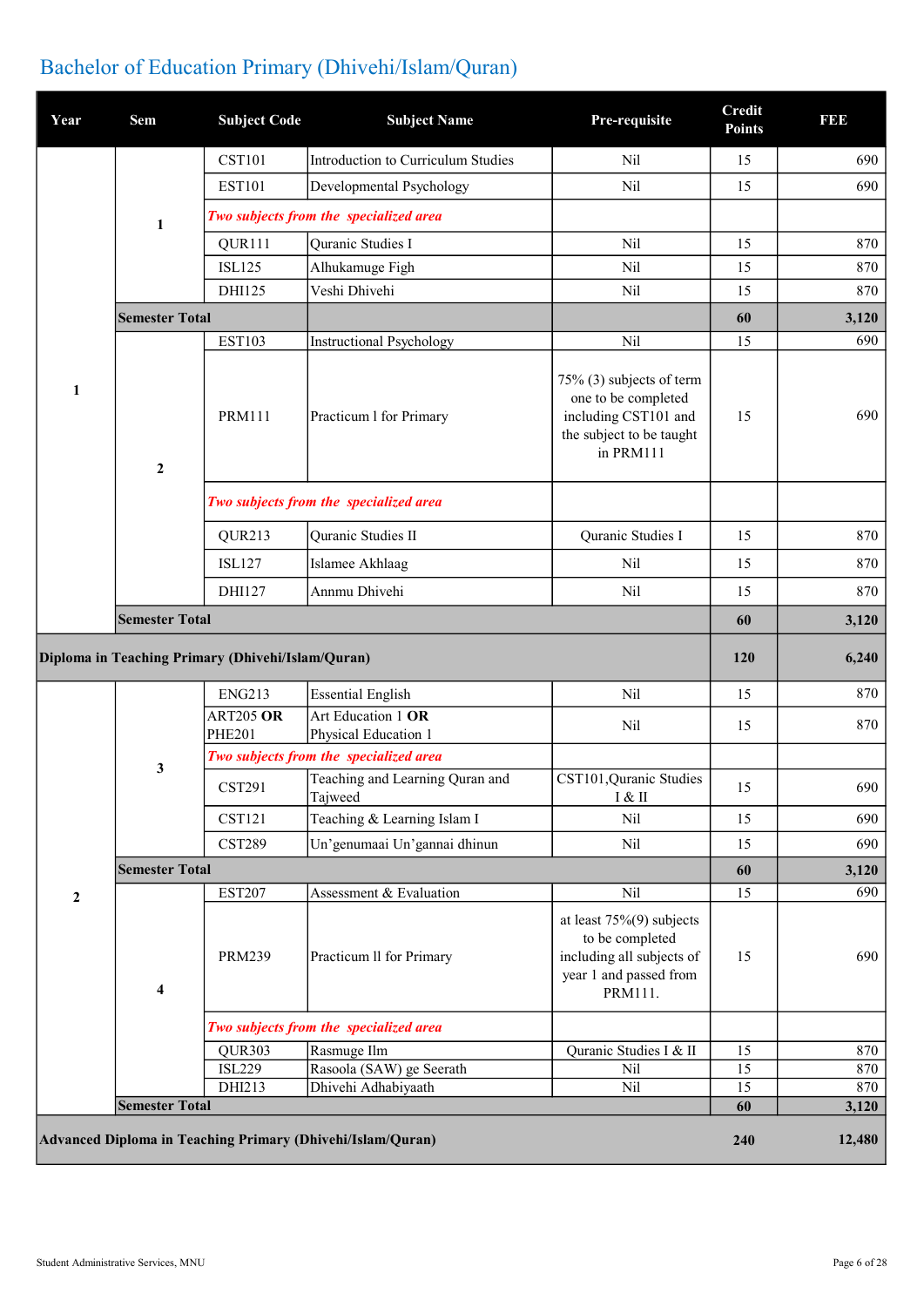# Bachelor of Education Primary (Dhivehi/Islam/Quran)

| Year | Sem | Subject Code | Subject Name | Pre-requisite | Credit Points | FEE |
|---|---|---|---|---|---|---|
| 1 | 1 | CST101 | Introduction to Curriculum Studies | Nil | 15 | 690 |
| | | EST101 | Developmental Psychology | Nil | 15 | 690 |
| | | *Two subjects from the specialized area* | | | | |
| | | QUR111 | Quranic Studies I | Nil | 15 | 870 |
| | | ISL125 | Alhukamuge Figh | Nil | 15 | 870 |
| | | DHI125 | Veshi Dhivehi | Nil | 15 | 870 |
| | **Semester Total** | | | | **60** | **3,120** |
| | 2 | EST103 | Instructional Psychology | Nil | 15 | 690 |
| | | PRM111 | Practicum l for Primary | 75% (3) subjects of term one to be completed including CST101 and the subject to be taught in PRM111 | 15 | 690 |
| | | *Two subjects from the specialized area* | | | | |
| | | QUR213 | Quranic Studies II | Quranic Studies I | 15 | 870 |
| | | ISL127 | Islamee Akhlaag | Nil | 15 | 870 |
| | | DHI127 | Annmu Dhivehi | Nil | 15 | 870 |
| | **Semester Total** | | | | **60** | **3,120** |
| **Diploma in Teaching Primary (Dhivehi/Islam/Quran)** | | | | | **120** | **6,240** |
| 2 | 3 | ENG213 | Essential English | Nil | 15 | 870 |
| | | ART205 **OR** PHE201 | Art Education 1 **OR** Physical Education 1 | Nil | 15 | 870 |
| | | *Two subjects from the specialized area* | | | | |
| | | CST291 | Teaching and Learning Quran and Tajweed | CST101,Quranic Studies I & II | 15 | 690 |
| | | CST121 | Teaching & Learning Islam I | Nil | 15 | 690 |
| | | CST289 | Un'genumaai Un'gannai dhinun | Nil | 15 | 690 |
| | **Semester Total** | | | | **60** | **3,120** |
| | 4 | EST207 | Assessment & Evaluation | Nil | 15 | 690 |
| | | PRM239 | Practicum ll for Primary | at least 75%(9) subjects to be completed including all subjects of year 1 and passed from PRM111. | 15 | 690 |
| | | *Two subjects from the specialized area* | | | | |
| | | QUR303 | Rasmuge Ilm | Quranic Studies I & II | 15 | 870 |
| | | ISL229 | Rasoola (SAW) ge Seerath | Nil | 15 | 870 |
| | | DHI213 | Dhivehi Adhabiyaath | Nil | 15 | 870 |
| | **Semester Total** | | | | **60** | **3,120** |
| **Advanced Diploma in Teaching Primary (Dhivehi/Islam/Quran)** | | | | | **240** | **12,480** |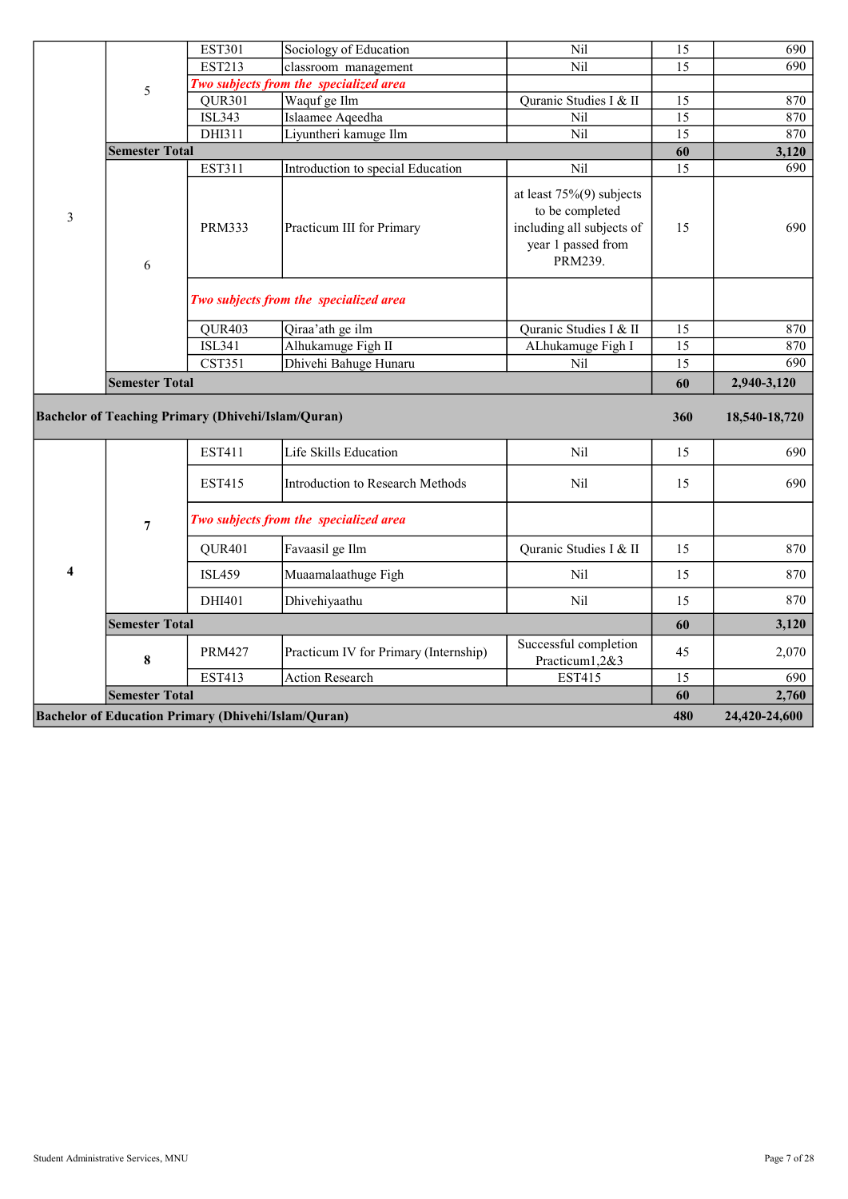| Year | Semester | Code | Subject | Prerequisite | Credits | Fee |
|---|---|---|---|---|---|---|
| 3 | 5 | EST301 | Sociology of Education | Nil | 15 | 690 |
| | | EST213 | classroom management | Nil | 15 | 690 |
| | | *Two subjects from the specialized area* | | | | |
| | | QUR301 | Waquf ge Ilm | Quranic Studies I & II | 15 | 870 |
| | | ISL343 | Islaamee Aqeedha | Nil | 15 | 870 |
| | | DHI311 | Liyuntheri kamuge Ilm | Nil | 15 | 870 |
| | **Semester Total** | | | | **60** | **3,120** |
| | 6 | EST311 | Introduction to special Education | Nil | 15 | 690 |
| | | PRM333 | Practicum III for Primary | at least 75%(9) subjects to be completed including all subjects of year 1 passed from PRM239. | 15 | 690 |
| | | *Two subjects from the specialized area* | | | | |
| | | QUR403 | Qiraa'ath ge ilm | Quranic Studies I & II | 15 | 870 |
| | | ISL341 | Alhukamuge Figh II | ALhukamuge Figh I | 15 | 870 |
| | | CST351 | Dhivehi Bahuge Hunaru | Nil | 15 | 690 |
| | **Semester Total** | | | | **60** | **2,940-3,120** |
| **Bachelor of Teaching Primary (Dhivehi/Islam/Quran)** | | | | | **360** | **18,540-18,720** |
| **4** | **7** | EST411 | Life Skills Education | Nil | 15 | 690 |
| | | EST415 | Introduction to Research Methods | Nil | 15 | 690 |
| | | *Two subjects from the specialized area* | | | | |
| | | QUR401 | Favaasil ge Ilm | Quranic Studies I & II | 15 | 870 |
| | | ISL459 | Muaamalaathuge Figh | Nil | 15 | 870 |
| | | DHI401 | Dhivehiyaathu | Nil | 15 | 870 |
| | **Semester Total** | | | | **60** | **3,120** |
| | **8** | PRM427 | Practicum IV for Primary (Internship) | Successful completion Practicum1,2&3 | 45 | 2,070 |
| | | EST413 | Action Research | EST415 | 15 | 690 |
| | **Semester Total** | | | | **60** | **2,760** |
| **Bachelor of Education Primary (Dhivehi/Islam/Quran)** | | | | | **480** | **24,420-24,600** |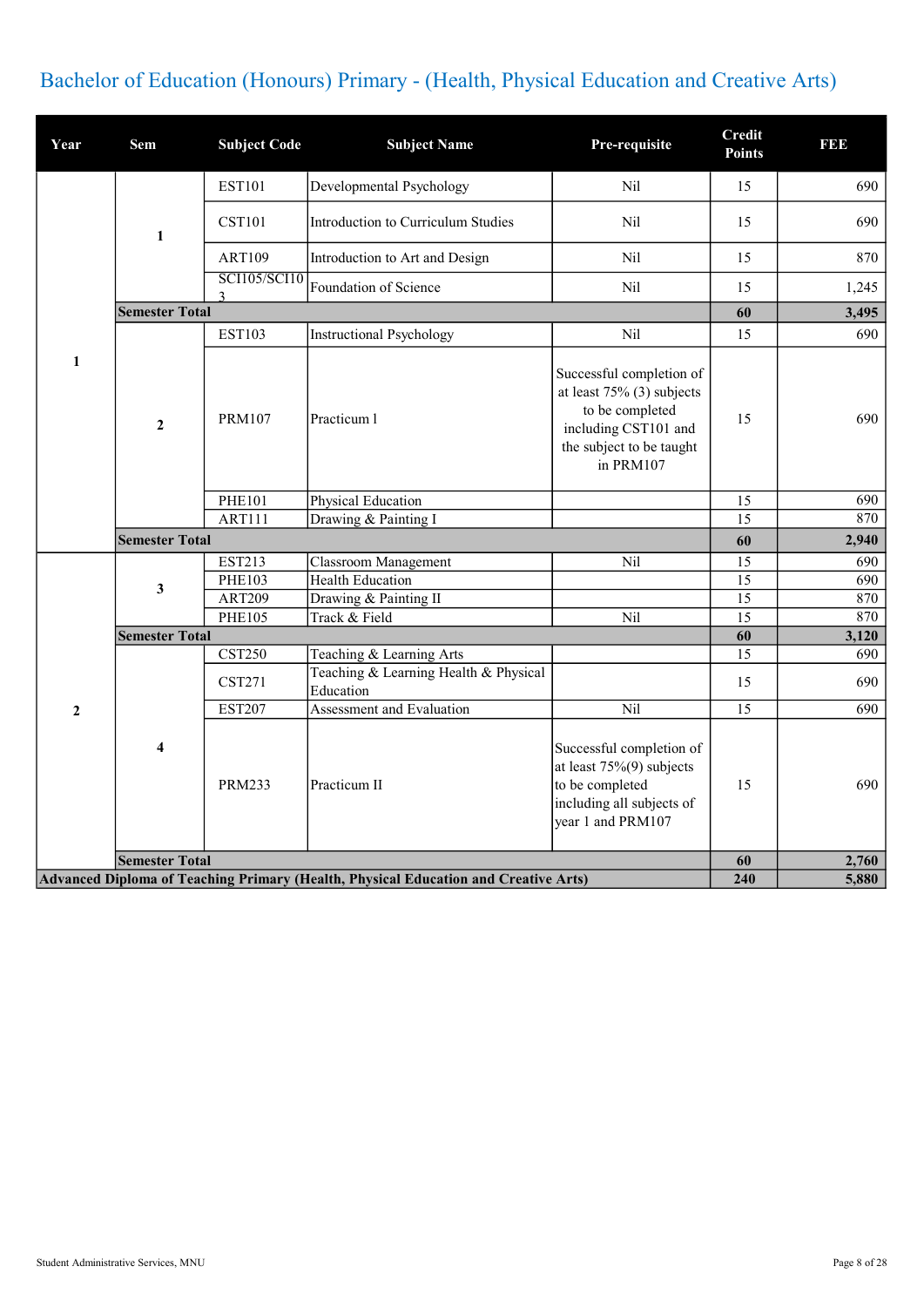# Bachelor of Education (Honours) Primary - (Health, Physical Education and Creative Arts)

| Year | Sem | Subject Code | Subject Name | Pre-requisite | Credit Points | FEE |
|---|---|---|---|---|---|---|
| 1 | 1 | EST101 | Developmental Psychology | Nil | 15 | 690 |
| | | CST101 | Introduction to Curriculum Studies | Nil | 15 | 690 |
| | | ART109 | Introduction to Art and Design | Nil | 15 | 870 |
| | | SCI105/SCI103 | Foundation of Science | Nil | 15 | 1,245 |
| | **Semester Total** | | | | **60** | **3,495** |
| | 2 | EST103 | Instructional Psychology | Nil | 15 | 690 |
| | | PRM107 | Practicum I | Successful completion of at least 75% (3) subjects to be completed including CST101 and the subject to be taught in PRM107 | 15 | 690 |
| | | PHE101 | Physical Education | | 15 | 690 |
| | | ART111 | Drawing & Painting I | | 15 | 870 |
| | **Semester Total** | | | | **60** | **2,940** |
| 2 | 3 | EST213 | Classroom Management | Nil | 15 | 690 |
| | | PHE103 | Health Education | | 15 | 690 |
| | | ART209 | Drawing & Painting II | | 15 | 870 |
| | | PHE105 | Track & Field | Nil | 15 | 870 |
| | **Semester Total** | | | | **60** | **3,120** |
| | 4 | CST250 | Teaching & Learning Arts | | 15 | 690 |
| | | CST271 | Teaching & Learning Health & Physical Education | | 15 | 690 |
| | | EST207 | Assessment and Evaluation | Nil | 15 | 690 |
| | | PRM233 | Practicum II | Successful completion of at least 75%(9) subjects to be completed including all subjects of year 1 and PRM107 | 15 | 690 |
| | **Semester Total** | | | | **60** | **2,760** |
| **Advanced Diploma of Teaching Primary (Health, Physical Education and Creative Arts)** | | | | | **240** | **5,880** |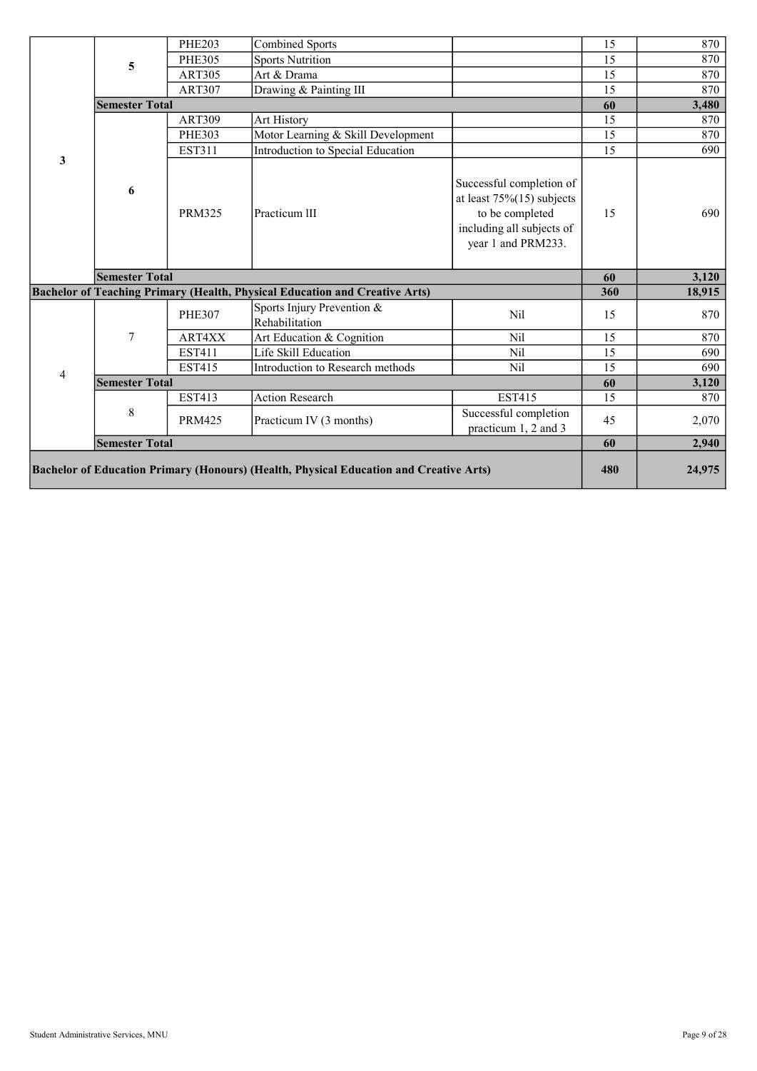| | | | | | | |
|---|---|---|---|---|---|---|
| **3** | **5** | PHE203 | Combined Sports | | 15 | 870 |
| | | PHE305 | Sports Nutrition | | 15 | 870 |
| | | ART305 | Art & Drama | | 15 | 870 |
| | | ART307 | Drawing & Painting III | | 15 | 870 |
| | **Semester Total** | | | | **60** | **3,480** |
| | **6** | ART309 | Art History | | 15 | 870 |
| | | PHE303 | Motor Learning & Skill Development | | 15 | 870 |
| | | EST311 | Introduction to Special Education | | 15 | 690 |
| | | PRM325 | Practicum lII | Successful completion of at least 75%(15) subjects to be completed including all subjects of year 1 and PRM233. | 15 | 690 |
| | **Semester Total** | | | | **60** | **3,120** |
| **Bachelor of Teaching Primary (Health, Physical Education and Creative Arts)** | | | | | **360** | **18,915** |
| 4 | 7 | PHE307 | Sports Injury Prevention & Rehabilitation | Nil | 15 | 870 |
| | | ART4XX | Art Education & Cognition | Nil | 15 | 870 |
| | | EST411 | Life Skill Education | Nil | 15 | 690 |
| | | EST415 | Introduction to Research methods | Nil | 15 | 690 |
| | **Semester Total** | | | | **60** | **3,120** |
| | 8 | EST413 | Action Research | EST415 | 15 | 870 |
| | | PRM425 | Practicum IV (3 months) | Successful completion practicum 1, 2 and 3 | 45 | 2,070 |
| | **Semester Total** | | | | **60** | **2,940** |
| **Bachelor of Education Primary (Honours) (Health, Physical Education and Creative Arts)** | | | | | **480** | **24,975** |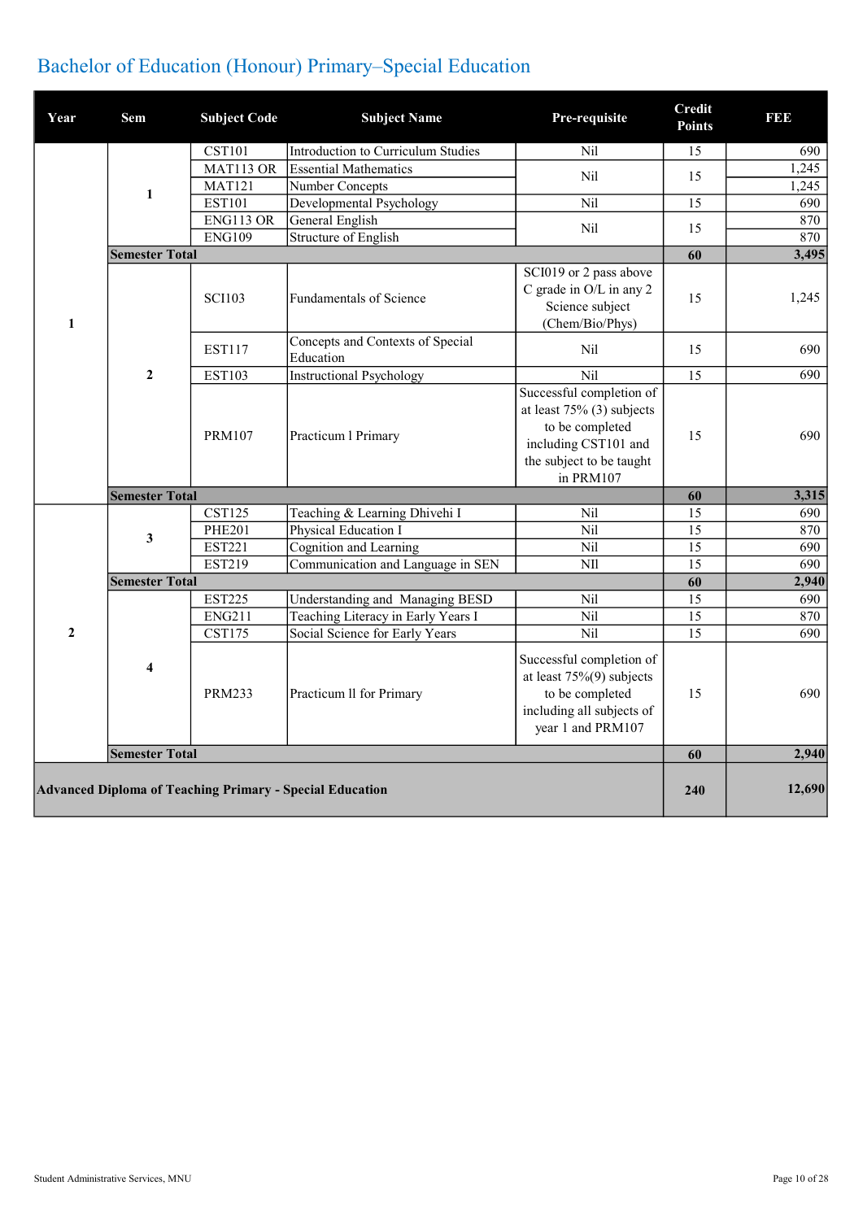# Bachelor of Education (Honour) Primary–Special Education

| Year | Sem | Subject Code | Subject Name | Pre-requisite | Credit Points | FEE |
|---|---|---|---|---|---|---|
| 1 | 1 | CST101 | Introduction to Curriculum Studies | Nil | 15 | 690 |
| | | MAT113 OR | Essential Mathematics | Nil | 15 | 1,245 |
| | | MAT121 | Number Concepts | | | 1,245 |
| | | EST101 | Developmental Psychology | Nil | 15 | 690 |
| | | ENG113 OR | General English | Nil | 15 | 870 |
| | | ENG109 | Structure of English | | | 870 |
| | **Semester Total** | | | | **60** | **3,495** |
| | 2 | SCI103 | Fundamentals of Science | SCI019 or 2 pass above C grade in O/L in any 2 Science subject (Chem/Bio/Phys) | 15 | 1,245 |
| | | EST117 | Concepts and Contexts of Special Education | Nil | 15 | 690 |
| | | EST103 | Instructional Psychology | Nil | 15 | 690 |
| | | PRM107 | Practicum l Primary | Successful completion of at least 75% (3) subjects to be completed including CST101 and the subject to be taught in PRM107 | 15 | 690 |
| | **Semester Total** | | | | **60** | **3,315** |
| 2 | 3 | CST125 | Teaching & Learning Dhivehi I | Nil | 15 | 690 |
| | | PHE201 | Physical Education I | Nil | 15 | 870 |
| | | EST221 | Cognition and Learning | Nil | 15 | 690 |
| | | EST219 | Communication and Language in SEN | NIl | 15 | 690 |
| | **Semester Total** | | | | **60** | **2,940** |
| | 4 | EST225 | Understanding and Managing BESD | Nil | 15 | 690 |
| | | ENG211 | Teaching Literacy in Early Years I | Nil | 15 | 870 |
| | | CST175 | Social Science for Early Years | Nil | 15 | 690 |
| | | PRM233 | Practicum ll for Primary | Successful completion of at least 75%(9) subjects to be completed including all subjects of year 1 and PRM107 | 15 | 690 |
| | **Semester Total** | | | | **60** | **2,940** |
| **Advanced Diploma of Teaching Primary - Special Education** | | | | | **240** | **12,690** |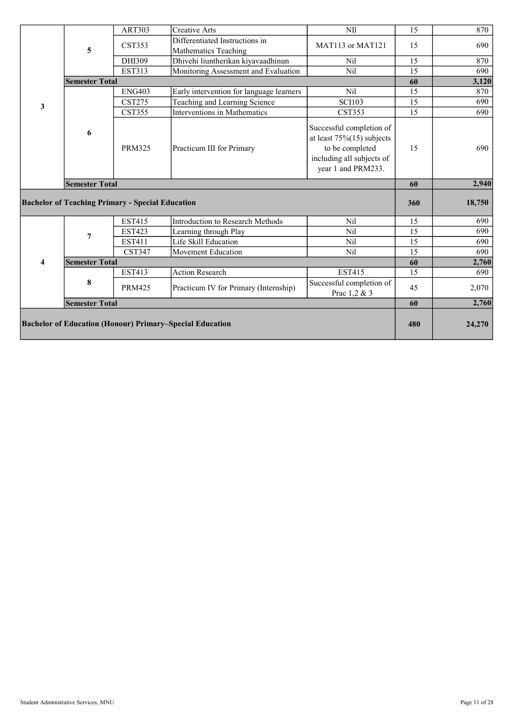| | | | | | | |
|---|---|---|---|---|---|---|
| 3 | 5 | ART303 | Creative Arts | NIl | 15 | 870 |
| | | CST353 | Differentiated Instructions in Mathematics Teaching | MAT113 or MAT121 | 15 | 690 |
| | | DHI309 | Dhivehi liuntherikan kiyavaadhinun | Nil | 15 | 870 |
| | | EST313 | Monitoring Assessment and Evaluation | Nil | 15 | 690 |
| | **Semester Total** | | | | **60** | **3,120** |
| | 6 | ENG403 | Early intervention for language learners | Nil | 15 | 870 |
| | | CST275 | Teaching and Learning Science | SCI103 | 15 | 690 |
| | | CST355 | Interventions in Mathematics | CST353 | 15 | 690 |
| | | PRM325 | Practicum III for Primary | Successful completion of at least 75%(15) subjects to be completed including all subjects of year 1 and PRM233. | 15 | 690 |
| | **Semester Total** | | | | **60** | **2,940** |
| **Bachelor of Teaching Primary - Special Education** | | | | | **360** | **18,750** |
| 4 | 7 | EST415 | Introduction to Research Methods | Nil | 15 | 690 |
| | | EST423 | Learning through Play | Nil | 15 | 690 |
| | | EST411 | Life Skill Education | Nil | 15 | 690 |
| | | CST347 | Movement Education | Nil | 15 | 690 |
| | **Semester Total** | | | | **60** | **2,760** |
| | 8 | EST413 | Action Research | EST415 | 15 | 690 |
| | | PRM425 | Practicum IV for Primary (Internship) | Successful completion of Prac 1,2 & 3 | 45 | 2,070 |
| | **Semester Total** | | | | **60** | **2,760** |
| **Bachelor of Education (Honour) Primary–Special Education** | | | | | **480** | **24,270** |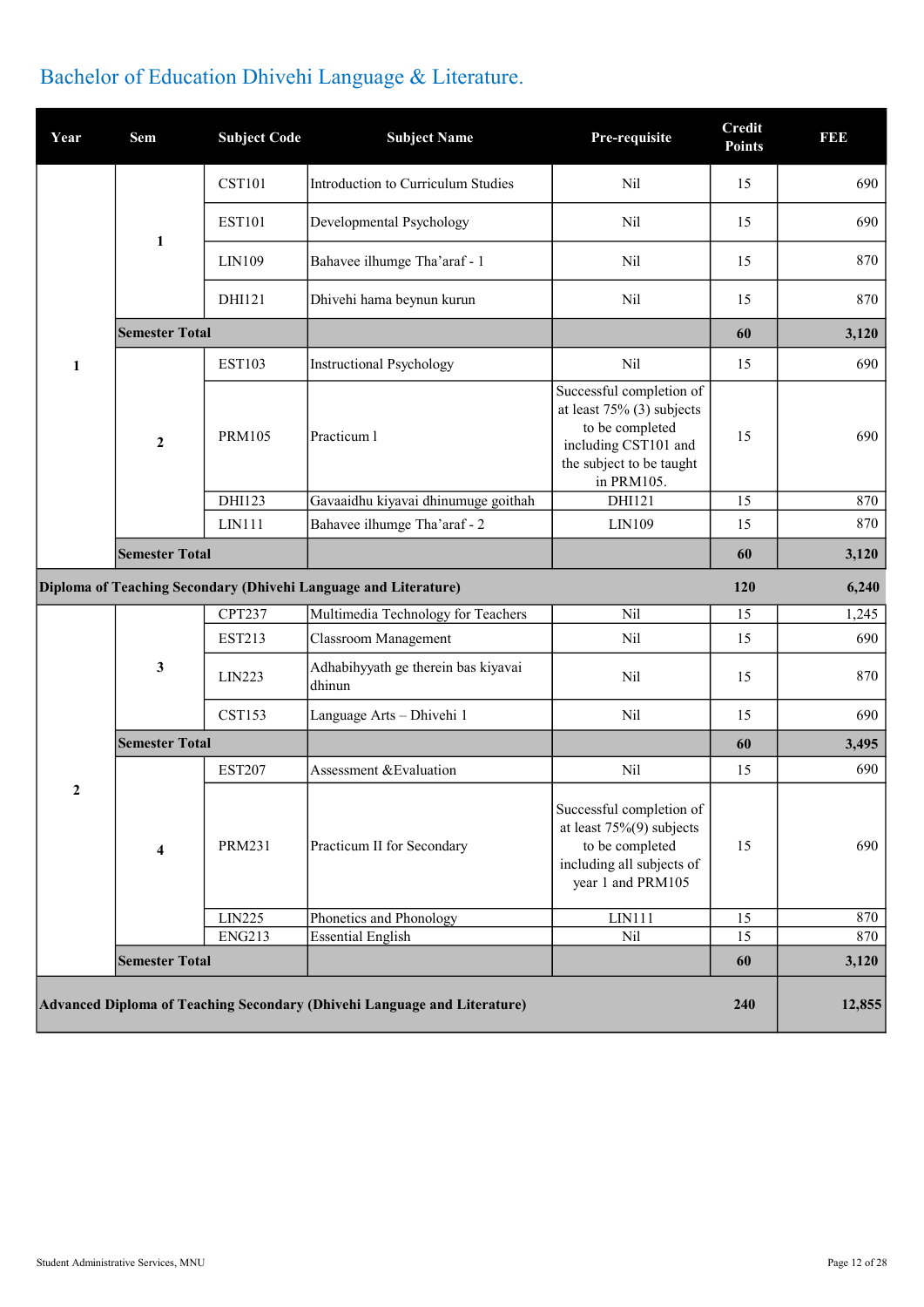# Bachelor of Education Dhivehi Language & Literature.

| Year | Sem | Subject Code | Subject Name | Pre-requisite | Credit Points | FEE |
|---|---|---|---|---|---|---|
| 1 | 1 | CST101 | Introduction to Curriculum Studies | Nil | 15 | 690 |
| | | EST101 | Developmental Psychology | Nil | 15 | 690 |
| | | LIN109 | Bahavee ilhumge Tha'araf - 1 | Nil | 15 | 870 |
| | | DHI121 | Dhivehi hama beynun kurun | Nil | 15 | 870 |
| | **Semester Total** | | | | **60** | **3,120** |
| | 2 | EST103 | Instructional Psychology | Nil | 15 | 690 |
| | | PRM105 | Practicum l | Successful completion of at least 75% (3) subjects to be completed including CST101 and the subject to be taught in PRM105. | 15 | 690 |
| | | DHI123 | Gavaaidhu kiyavai dhinumuge goithah | DHI121 | 15 | 870 |
| | | LIN111 | Bahavee ilhumge Tha'araf - 2 | LIN109 | 15 | 870 |
| | **Semester Total** | | | | **60** | **3,120** |
| **Diploma of Teaching Secondary (Dhivehi Language and Literature)** | | | | | **120** | **6,240** |
| 2 | 3 | CPT237 | Multimedia Technology for Teachers | Nil | 15 | 1,245 |
| | | EST213 | Classroom Management | Nil | 15 | 690 |
| | | LIN223 | Adhabihyyath ge therein bas kiyavai dhinun | Nil | 15 | 870 |
| | | CST153 | Language Arts – Dhivehi 1 | Nil | 15 | 690 |
| | **Semester Total** | | | | **60** | **3,495** |
| | 4 | EST207 | Assessment &Evaluation | Nil | 15 | 690 |
| | | PRM231 | Practicum II for Secondary | Successful completion of at least 75%(9) subjects to be completed including all subjects of year 1 and PRM105 | 15 | 690 |
| | | LIN225 | Phonetics and Phonology | LIN111 | 15 | 870 |
| | | ENG213 | Essential English | Nil | 15 | 870 |
| | **Semester Total** | | | | **60** | **3,120** |
| **Advanced Diploma of Teaching Secondary (Dhivehi Language and Literature)** | | | | | **240** | **12,855** |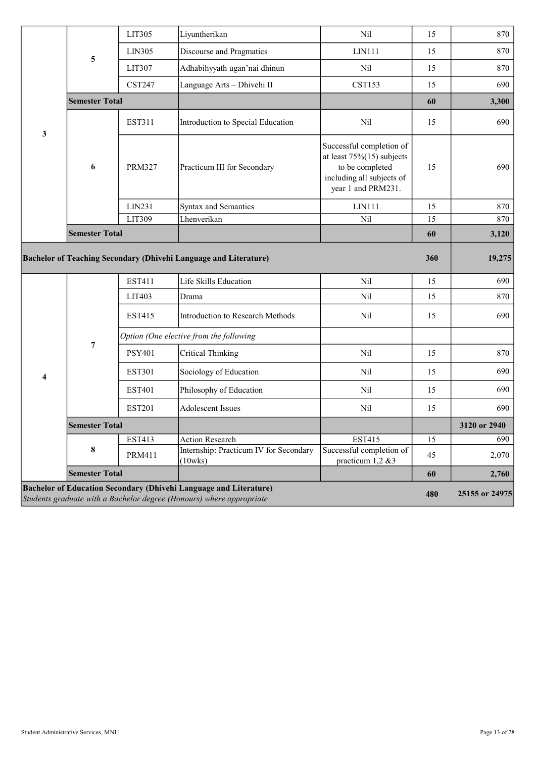| | | | | | | |
|---|---|---|---|---|---|---|
| 3 | 5 | LIT305 | Liyuntherikan | Nil | 15 | 870 |
| | | LIN305 | Discourse and Pragmatics | LIN111 | 15 | 870 |
| | | LIT307 | Adhabihyyath ugan'nai dhinun | Nil | 15 | 870 |
| | | CST247 | Language Arts – Dhivehi II | CST153 | 15 | 690 |
| | **Semester Total** | | | | **60** | **3,300** |
| | 6 | EST311 | Introduction to Special Education | Nil | 15 | 690 |
| | | PRM327 | Practicum III for Secondary | Successful completion of at least 75%(15) subjects to be completed including all subjects of year 1 and PRM231. | 15 | 690 |
| | | LIN231 | Syntax and Semantics | LIN111 | 15 | 870 |
| | | LIT309 | Lhenverikan | Nil | 15 | 870 |
| | **Semester Total** | | | | **60** | **3,120** |
| **Bachelor of Teaching Secondary (Dhivehi Language and Literature)** | | | | | **360** | **19,275** |
| 4 | 7 | EST411 | Life Skills Education | Nil | 15 | 690 |
| | | LIT403 | Drama | Nil | 15 | 870 |
| | | EST415 | Introduction to Research Methods | Nil | 15 | 690 |
| | | *Option (One elective from the following* | | | | |
| | | PSY401 | Critical Thinking | Nil | 15 | 870 |
| | | EST301 | Sociology of Education | Nil | 15 | 690 |
| | | EST401 | Philosophy of Education | Nil | 15 | 690 |
| | | EST201 | Adolescent Issues | Nil | 15 | 690 |
| | **Semester Total** | | | | | **3120 or 2940** |
| | 8 | EST413 | Action Research | EST415 | 15 | 690 |
| | | PRM411 | Internship: Practicum IV for Secondary (10wks) | Successful completion of practicum 1,2 &3 | 45 | 2,070 |
| | **Semester Total** | | | | **60** | **2,760** |
| **Bachelor of Education Secondary (Dhivehi Language and Literature)** *Students graduate with a Bachelor degree (Honours) where appropriate* | | | | | **480** | **25155 or 24975** |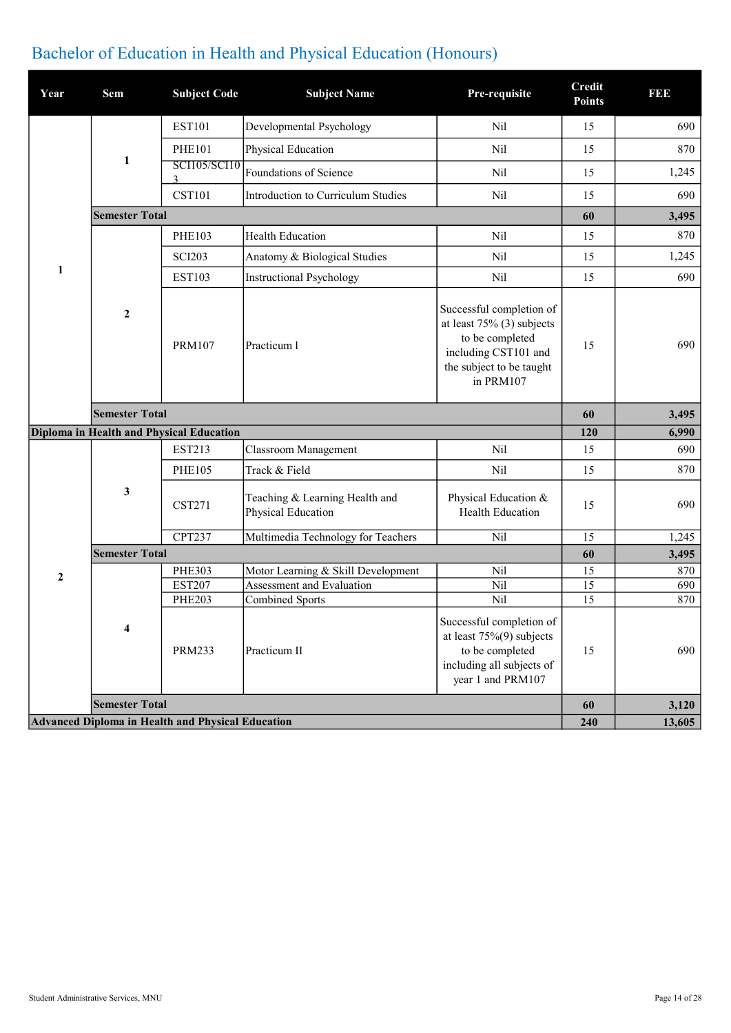# Bachelor of Education in Health and Physical Education (Honours)

| Year | Sem | Subject Code | Subject Name | Pre-requisite | Credit Points | FEE |
|---|---|---|---|---|---|---|
| 1 | 1 | EST101 | Developmental Psychology | Nil | 15 | 690 |
| | | PHE101 | Physical Education | Nil | 15 | 870 |
| | | SCI105/SCI103 | Foundations of Science | Nil | 15 | 1,245 |
| | | CST101 | Introduction to Curriculum Studies | Nil | 15 | 690 |
| | **Semester Total** | | | | **60** | **3,495** |
| | 2 | PHE103 | Health Education | Nil | 15 | 870 |
| | | SCI203 | Anatomy & Biological Studies | Nil | 15 | 1,245 |
| | | EST103 | Instructional Psychology | Nil | 15 | 690 |
| | | PRM107 | Practicum I | Successful completion of at least 75% (3) subjects to be completed including CST101 and the subject to be taught in PRM107 | 15 | 690 |
| | **Semester Total** | | | | **60** | **3,495** |
| **Diploma in Health and Physical Education** | | | | | **120** | **6,990** |
| 2 | 3 | EST213 | Classroom Management | Nil | 15 | 690 |
| | | PHE105 | Track & Field | Nil | 15 | 870 |
| | | CST271 | Teaching & Learning Health and Physical Education | Physical Education & Health Education | 15 | 690 |
| | | CPT237 | Multimedia Technology for Teachers | Nil | 15 | 1,245 |
| | **Semester Total** | | | | **60** | **3,495** |
| | 4 | PHE303 | Motor Learning & Skill Development | Nil | 15 | 870 |
| | | EST207 | Assessment and Evaluation | Nil | 15 | 690 |
| | | PHE203 | Combined Sports | Nil | 15 | 870 |
| | | PRM233 | Practicum II | Successful completion of at least 75%(9) subjects to be completed including all subjects of year 1 and PRM107 | 15 | 690 |
| | **Semester Total** | | | | **60** | **3,120** |
| **Advanced Diploma in Health and Physical Education** | | | | | **240** | **13,605** |

Student Administrative Services, MNU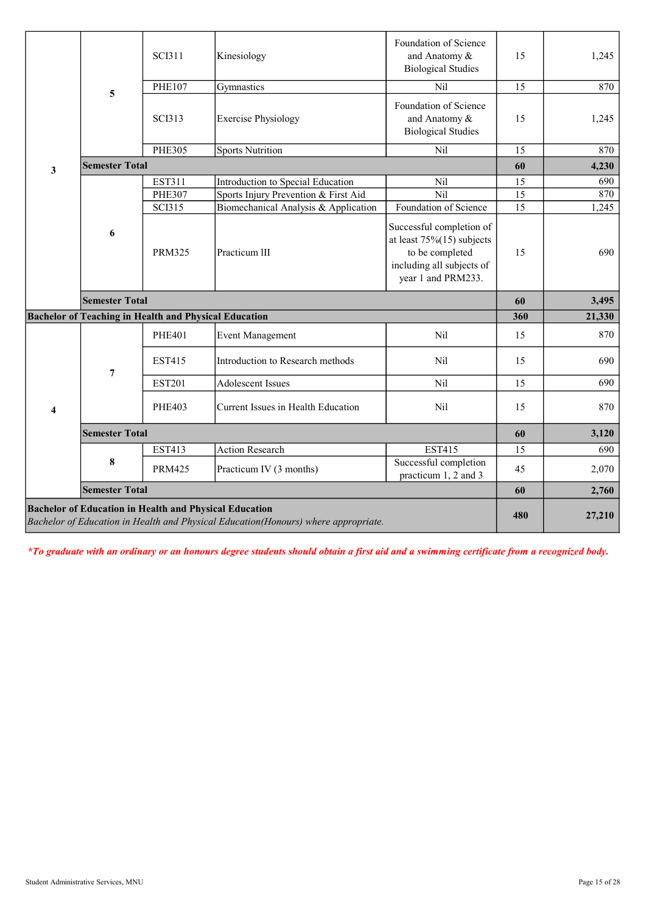| Year | Semester | Code | Course | Prerequisite | Credit Points | Fees |
|---|---|---|---|---|---|---|
| 3 | 5 | SCI311 | Kinesiology | Foundation of Science and Anatomy & Biological Studies | 15 | 1,245 |
| | | PHE107 | Gymnastics | Nil | 15 | 870 |
| | | SCI313 | Exercise Physiology | Foundation of Science and Anatomy & Biological Studies | 15 | 1,245 |
| | | PHE305 | Sports Nutrition | Nil | 15 | 870 |
| | **Semester Total** | | | | **60** | **4,230** |
| | 6 | EST311 | Introduction to Special Education | Nil | 15 | 690 |
| | | PHE307 | Sports Injury Prevention & First Aid | Nil | 15 | 870 |
| | | SCI315 | Biomechanical Analysis & Application | Foundation of Science | 15 | 1,245 |
| | | PRM325 | Practicum lII | Successful completion of at least 75%(15) subjects to be completed including all subjects of year 1 and PRM233. | 15 | 690 |
| | **Semester Total** | | | | **60** | **3,495** |
| **Bachelor of Teaching in Health and Physical Education** | | | | | **360** | **21,330** |
| 4 | 7 | PHE401 | Event Management | Nil | 15 | 870 |
| | | EST415 | Introduction to Research methods | Nil | 15 | 690 |
| | | EST201 | Adolescent Issues | Nil | 15 | 690 |
| | | PHE403 | Current Issues in Health Education | Nil | 15 | 870 |
| | **Semester Total** | | | | **60** | **3,120** |
| | 8 | EST413 | Action Research | EST415 | 15 | 690 |
| | | PRM425 | Practicum IV (3 months) | Successful completion practicum 1, 2 and 3 | 45 | 2,070 |
| | **Semester Total** | | | | **60** | **2,760** |
| **Bachelor of Education in Health and Physical Education** *Bachelor of Education in Health and Physical Education(Honours) where appropriate.* | | | | | **480** | **27,210** |

***To graduate with an ordinary or an honours degree students should obtain a first aid and a swimming certificate from a recognized body.***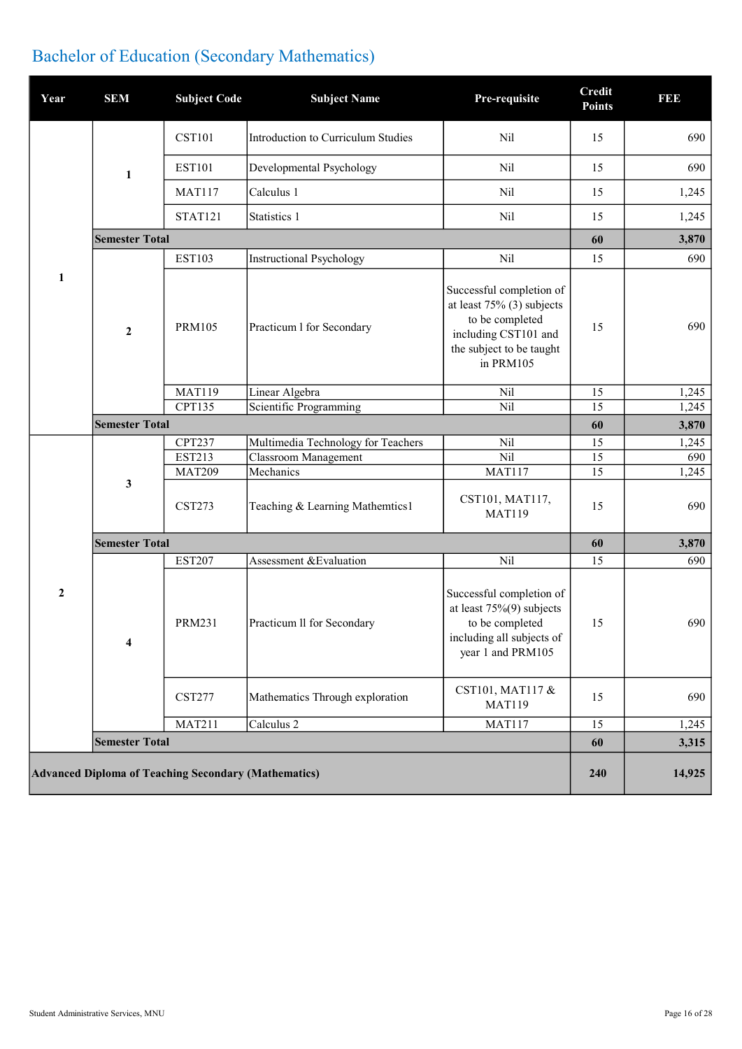## Bachelor of Education (Secondary Mathematics)

| Year | SEM | Subject Code | Subject Name | Pre-requisite | Credit Points | FEE |
|---|---|---|---|---|---|---|
| 1 | 1 | CST101 | Introduction to Curriculum Studies | Nil | 15 | 690 |
| | | EST101 | Developmental Psychology | Nil | 15 | 690 |
| | | MAT117 | Calculus 1 | Nil | 15 | 1,245 |
| | | STAT121 | Statistics 1 | Nil | 15 | 1,245 |
| | **Semester Total** | | | | **60** | **3,870** |
| | 2 | EST103 | Instructional Psychology | Nil | 15 | 690 |
| | | PRM105 | Practicum l for Secondary | Successful completion of at least 75% (3) subjects to be completed including CST101 and the subject to be taught in PRM105 | 15 | 690 |
| | | MAT119 | Linear Algebra | Nil | 15 | 1,245 |
| | | CPT135 | Scientific Programming | Nil | 15 | 1,245 |
| | **Semester Total** | | | | **60** | **3,870** |
| 2 | 3 | CPT237 | Multimedia Technology for Teachers | Nil | 15 | 1,245 |
| | | EST213 | Classroom Management | Nil | 15 | 690 |
| | | MAT209 | Mechanics | MAT117 | 15 | 1,245 |
| | | CST273 | Teaching & Learning Mathemtics1 | CST101, MAT117, MAT119 | 15 | 690 |
| | **Semester Total** | | | | **60** | **3,870** |
| | 4 | EST207 | Assessment &Evaluation | Nil | 15 | 690 |
| | | PRM231 | Practicum ll for Secondary | Successful completion of at least 75%(9) subjects to be completed including all subjects of year 1 and PRM105 | 15 | 690 |
| | | CST277 | Mathematics Through exploration | CST101, MAT117 & MAT119 | 15 | 690 |
| | | MAT211 | Calculus 2 | MAT117 | 15 | 1,245 |
| | **Semester Total** | | | | **60** | **3,315** |
| **Advanced Diploma of Teaching Secondary (Mathematics)** | | | | | **240** | **14,925** |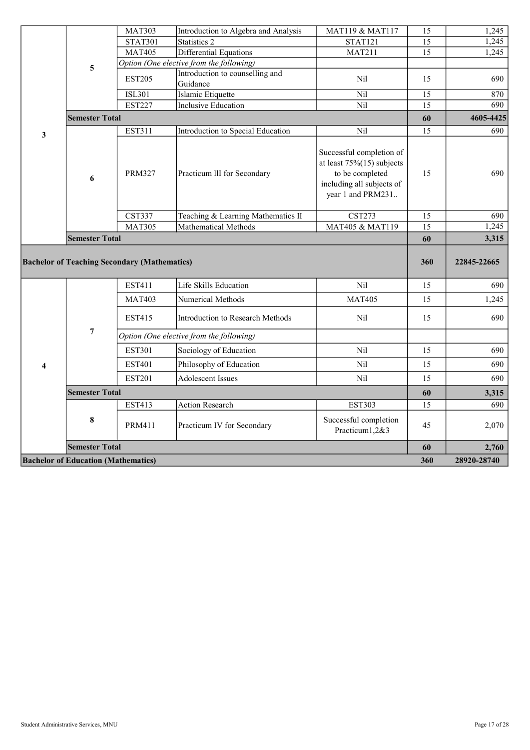| | | | | | | |
|---|---|---|---|---|---|---|
| 3 | 5 | MAT303 | Introduction to Algebra and Analysis | MAT119 & MAT117 | 15 | 1,245 |
| | | STAT301 | Statistics 2 | STAT121 | 15 | 1,245 |
| | | MAT405 | Differential Equations | MAT211 | 15 | 1,245 |
| | | *Option (One elective from the following)* | | | | |
| | | EST205 | Introduction to counselling and Guidance | Nil | 15 | 690 |
| | | ISL301 | Islamic Etiquette | Nil | 15 | 870 |
| | | EST227 | Inclusive Education | Nil | 15 | 690 |
| | **Semester Total** | | | | **60** | **4605-4425** |
| | 6 | EST311 | Introduction to Special Education | Nil | 15 | 690 |
| | | PRM327 | Practicum lII for Secondary | Successful completion of at least 75%(15) subjects to be completed including all subjects of year 1 and PRM231.. | 15 | 690 |
| | | CST337 | Teaching & Learning Mathematics II | CST273 | 15 | 690 |
| | | MAT305 | Mathematical Methods | MAT405 & MAT119 | 15 | 1,245 |
| | **Semester Total** | | | | **60** | **3,315** |
| **Bachelor of Teaching Secondary (Mathematics)** | | | | | **360** | **22845-22665** |
| 4 | 7 | EST411 | Life Skills Education | Nil | 15 | 690 |
| | | MAT403 | Numerical Methods | MAT405 | 15 | 1,245 |
| | | EST415 | Introduction to Research Methods | Nil | 15 | 690 |
| | | *Option (One elective from the following)* | | | | |
| | | EST301 | Sociology of Education | Nil | 15 | 690 |
| | | EST401 | Philosophy of Education | Nil | 15 | 690 |
| | | EST201 | Adolescent Issues | Nil | 15 | 690 |
| | **Semester Total** | | | | **60** | **3,315** |
| | 8 | EST413 | Action Research | EST303 | 15 | 690 |
| | | PRM411 | Practicum IV for Secondary | Successful completion Practicum1,2&3 | 45 | 2,070 |
| | **Semester Total** | | | | **60** | **2,760** |
| **Bachelor of Education (Mathematics)** | | | | | **360** | **28920-28740** |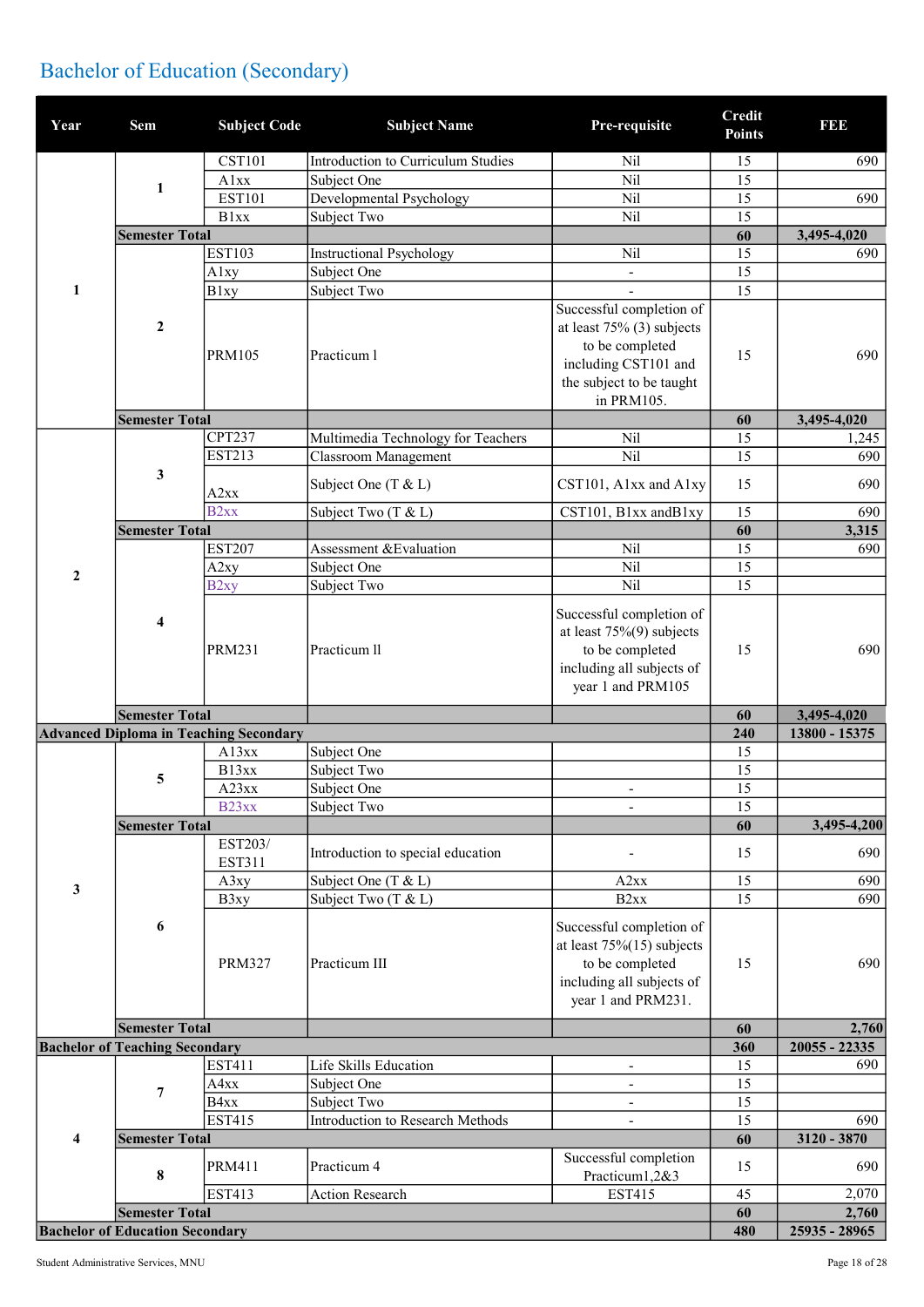# Bachelor of Education (Secondary)

| Year | Sem | Subject Code | Subject Name | Pre-requisite | Credit Points | FEE |
|---|---|---|---|---|---|---|
| 1 | 1 | CST101 | Introduction to Curriculum Studies | Nil | 15 | 690 |
| | | A1xx | Subject One | Nil | 15 | |
| | | EST101 | Developmental Psychology | Nil | 15 | 690 |
| | | B1xx | Subject Two | Nil | 15 | |
| | Semester Total | | | | 60 | 3,495-4,020 |
| | 2 | EST103 | Instructional Psychology | Nil | 15 | 690 |
| | | A1xy | Subject One | - | 15 | |
| | | B1xy | Subject Two | - | 15 | |
| | | PRM105 | Practicum l | Successful completion of at least 75% (3) subjects to be completed including CST101 and the subject to be taught in PRM105. | 15 | 690 |
| | Semester Total | | | | 60 | 3,495-4,020 |
| 2 | 3 | CPT237 | Multimedia Technology for Teachers | Nil | 15 | 1,245 |
| | | EST213 | Classroom Management | Nil | 15 | 690 |
| | | A2xx | Subject One (T & L) | CST101, A1xx and A1xy | 15 | 690 |
| | | B2xx | Subject Two (T & L) | CST101, B1xx andB1xy | 15 | 690 |
| | Semester Total | | | | 60 | 3,315 |
| | 4 | EST207 | Assessment &Evaluation | Nil | 15 | 690 |
| | | A2xy | Subject One | Nil | 15 | |
| | | B2xy | Subject Two | Nil | 15 | |
| | | PRM231 | Practicum ll | Successful completion of at least 75%(9) subjects to be completed including all subjects of year 1 and PRM105 | 15 | 690 |
| | Semester Total | | | | 60 | 3,495-4,020 |
| Advanced Diploma in Teaching Secondary | | | | | 240 | 13800 - 15375 |
| 3 | 5 | A13xx | Subject One | | 15 | |
| | | B13xx | Subject Two | | 15 | |
| | | A23xx | Subject One | - | 15 | |
| | | B23xx | Subject Two | - | 15 | |
| | Semester Total | | | | 60 | 3,495-4,200 |
| | 6 | EST203/ EST311 | Introduction to special education | - | 15 | 690 |
| | | A3xy | Subject One (T & L) | A2xx | 15 | 690 |
| | | B3xy | Subject Two (T & L) | B2xx | 15 | 690 |
| | | PRM327 | Practicum III | Successful completion of at least 75%(15) subjects to be completed including all subjects of year 1 and PRM231. | 15 | 690 |
| | Semester Total | | | | 60 | 2,760 |
| Bachelor of Teaching Secondary | | | | | 360 | 20055 - 22335 |
| 4 | 7 | EST411 | Life Skills Education | - | 15 | 690 |
| | | A4xx | Subject One | - | 15 | |
| | | B4xx | Subject Two | - | 15 | |
| | | EST415 | Introduction to Research Methods | - | 15 | 690 |
| | Semester Total | | | | 60 | 3120 - 3870 |
| | 8 | PRM411 | Practicum 4 | Successful completion Practicum1,2&3 | 15 | 690 |
| | | EST413 | Action Research | EST415 | 45 | 2,070 |
| | Semester Total | | | | 60 | 2,760 |
| Bachelor of Education Secondary | | | | | 480 | 25935 - 28965 |

Student Administrative Services, MNU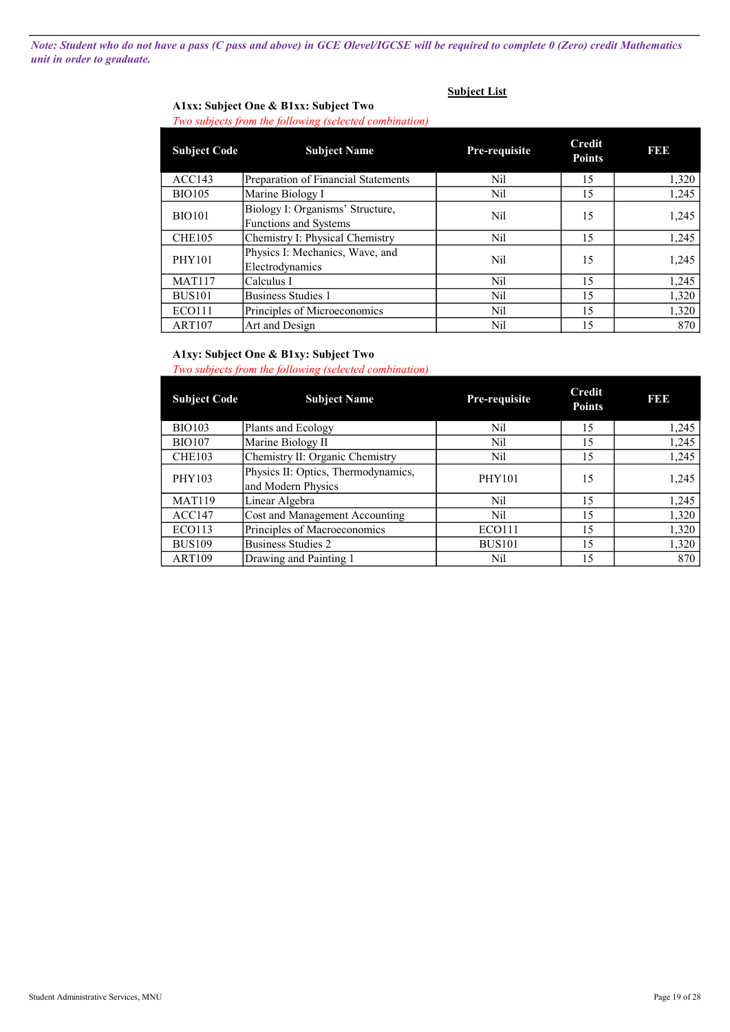***Note: Student who do not have a pass (C pass and above) in GCE Olevel/IGCSE will be required to complete 0 (Zero) credit Mathematics unit in order to graduate.***

## Subject List

### A1xx: Subject One & B1xx: Subject Two

*Two subjects from the following (selected combination)*

| Subject Code | Subject Name | Pre-requisite | Credit Points | FEE |
|---|---|---|---|---|
| ACC143 | Preparation of Financial Statements | Nil | 15 | 1,320 |
| BIO105 | Marine Biology I | Nil | 15 | 1,245 |
| BIO101 | Biology I: Organisms' Structure, Functions and Systems | Nil | 15 | 1,245 |
| CHE105 | Chemistry I: Physical Chemistry | Nil | 15 | 1,245 |
| PHY101 | Physics I: Mechanics, Wave, and Electrodynamics | Nil | 15 | 1,245 |
| MAT117 | Calculus I | Nil | 15 | 1,245 |
| BUS101 | Business Studies 1 | Nil | 15 | 1,320 |
| ECO111 | Principles of Microeconomics | Nil | 15 | 1,320 |
| ART107 | Art and Design | Nil | 15 | 870 |

### A1xy: Subject One & B1xy: Subject Two

*Two subjects from the following (selected combination)*

| Subject Code | Subject Name | Pre-requisite | Credit Points | FEE |
|---|---|---|---|---|
| BIO103 | Plants and Ecology | Nil | 15 | 1,245 |
| BIO107 | Marine Biology II | Nil | 15 | 1,245 |
| CHE103 | Chemistry II: Organic Chemistry | Nil | 15 | 1,245 |
| PHY103 | Physics II: Optics, Thermodynamics, and Modern Physics | PHY101 | 15 | 1,245 |
| MAT119 | Linear Algebra | Nil | 15 | 1,245 |
| ACC147 | Cost and Management Accounting | Nil | 15 | 1,320 |
| ECO113 | Principles of Macroeconomics | ECO111 | 15 | 1,320 |
| BUS109 | Business Studies 2 | BUS101 | 15 | 1,320 |
| ART109 | Drawing and Painting 1 | Nil | 15 | 870 |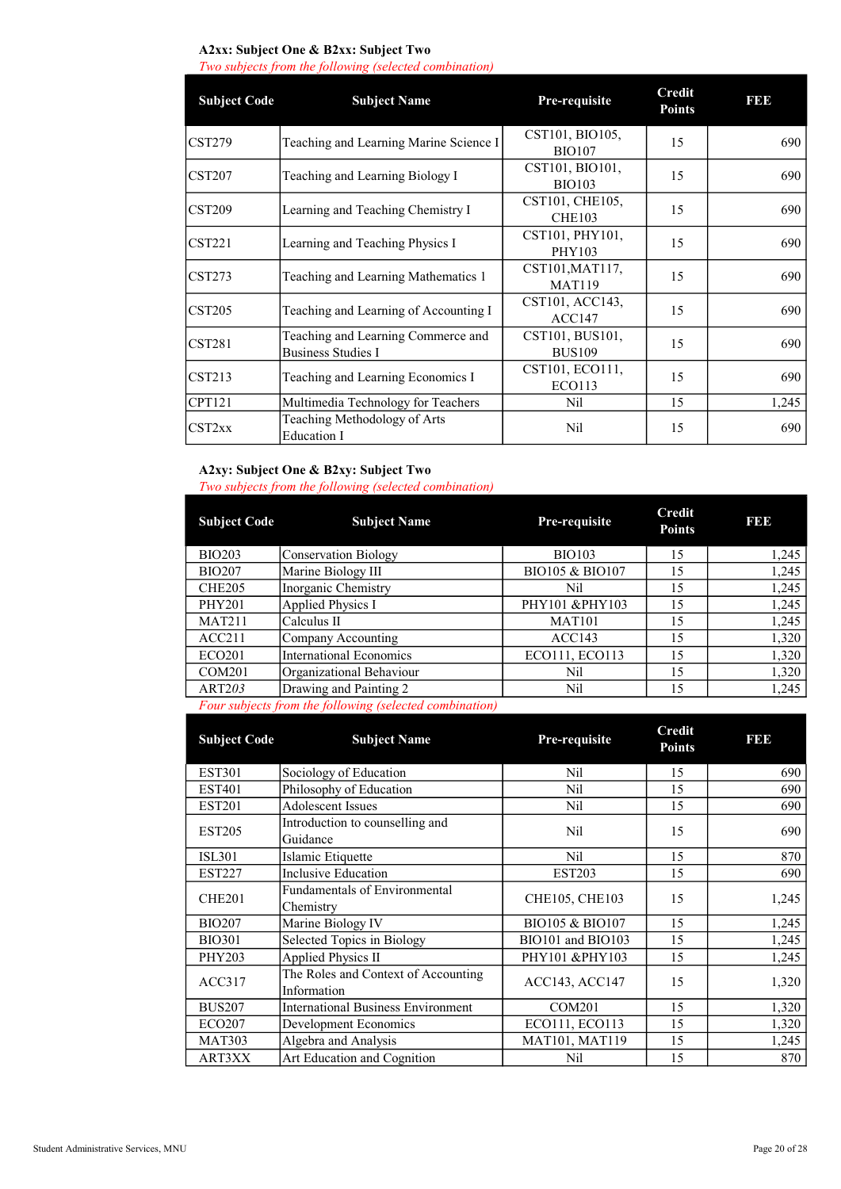**A2xx: Subject One & B2xx: Subject Two**

*Two subjects from the following (selected combination)*

| Subject Code | Subject Name | Pre-requisite | Credit Points | FEE |
|---|---|---|---|---|
| CST279 | Teaching and Learning Marine Science I | CST101, BIO105, BIO107 | 15 | 690 |
| CST207 | Teaching and Learning Biology I | CST101, BIO101, BIO103 | 15 | 690 |
| CST209 | Learning and Teaching Chemistry I | CST101, CHE105, CHE103 | 15 | 690 |
| CST221 | Learning and Teaching Physics I | CST101, PHY101, PHY103 | 15 | 690 |
| CST273 | Teaching and Learning Mathematics 1 | CST101,MAT117, MAT119 | 15 | 690 |
| CST205 | Teaching and Learning of Accounting I | CST101, ACC143, ACC147 | 15 | 690 |
| CST281 | Teaching and Learning Commerce and Business Studies I | CST101, BUS101, BUS109 | 15 | 690 |
| CST213 | Teaching and Learning Economics I | CST101, ECO111, ECO113 | 15 | 690 |
| CPT121 | Multimedia Technology for Teachers | Nil | 15 | 1,245 |
| CST2xx | Teaching Methodology of Arts Education I | Nil | 15 | 690 |

**A2xy: Subject One & B2xy: Subject Two**

*Two subjects from the following (selected combination)*

| Subject Code | Subject Name | Pre-requisite | Credit Points | FEE |
|---|---|---|---|---|
| BIO203 | Conservation Biology | BIO103 | 15 | 1,245 |
| BIO207 | Marine Biology III | BIO105 & BIO107 | 15 | 1,245 |
| CHE205 | Inorganic Chemistry | Nil | 15 | 1,245 |
| PHY201 | Applied Physics I | PHY101 &PHY103 | 15 | 1,245 |
| MAT211 | Calculus II | MAT101 | 15 | 1,245 |
| ACC211 | Company Accounting | ACC143 | 15 | 1,320 |
| ECO201 | International Economics | ECO111, ECO113 | 15 | 1,320 |
| COM201 | Organizational Behaviour | Nil | 15 | 1,320 |
| ART2*03* | Drawing and Painting 2 | Nil | 15 | 1,245 |

*Four subjects from the following (selected combination)*

| Subject Code | Subject Name | Pre-requisite | Credit Points | FEE |
|---|---|---|---|---|
| EST301 | Sociology of Education | Nil | 15 | 690 |
| EST401 | Philosophy of Education | Nil | 15 | 690 |
| EST201 | Adolescent Issues | Nil | 15 | 690 |
| EST205 | Introduction to counselling and Guidance | Nil | 15 | 690 |
| ISL301 | Islamic Etiquette | Nil | 15 | 870 |
| EST227 | Inclusive Education | EST203 | 15 | 690 |
| CHE201 | Fundamentals of Environmental Chemistry | CHE105, CHE103 | 15 | 1,245 |
| BIO207 | Marine Biology IV | BIO105 & BIO107 | 15 | 1,245 |
| BIO301 | Selected Topics in Biology | BIO101 and BIO103 | 15 | 1,245 |
| PHY203 | Applied Physics II | PHY101 &PHY103 | 15 | 1,245 |
| ACC317 | The Roles and Context of Accounting Information | ACC143, ACC147 | 15 | 1,320 |
| BUS207 | International Business Environment | COM201 | 15 | 1,320 |
| ECO207 | Development Economics | ECO111, ECO113 | 15 | 1,320 |
| MAT303 | Algebra and Analysis | MAT101, MAT119 | 15 | 1,245 |
| ART3XX | Art Education and Cognition | Nil | 15 | 870 |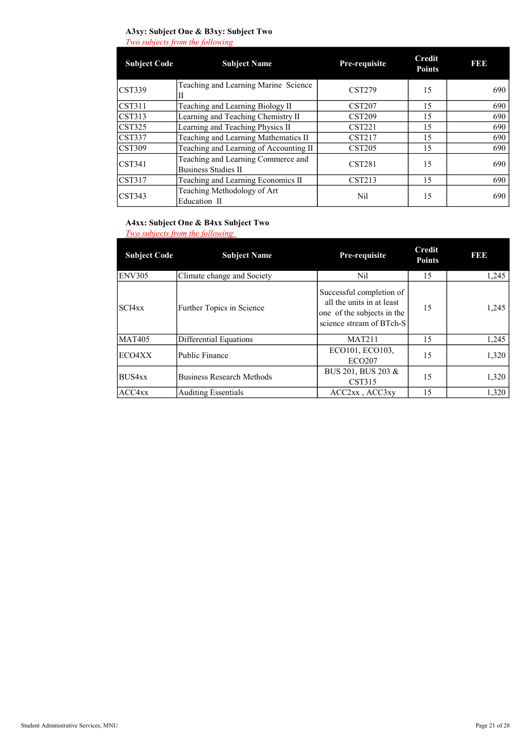**A3xy: Subject One & B3xy: Subject Two**

*Two subjects from the following*

| Subject Code | Subject Name | Pre-requisite | Credit Points | FEE |
|---|---|---|---|---|
| CST339 | Teaching and Learning Marine Science II | CST279 | 15 | 690 |
| CST311 | Teaching and Learning Biology II | CST207 | 15 | 690 |
| CST313 | Learning and Teaching Chemistry II | CST209 | 15 | 690 |
| CST325 | Learning and Teaching Physics II | CST221 | 15 | 690 |
| CST337 | Teaching and Learning Mathematics II | CST217 | 15 | 690 |
| CST309 | Teaching and Learning of Accounting II | CST205 | 15 | 690 |
| CST341 | Teaching and Learning Commerce and Business Studies II | CST281 | 15 | 690 |
| CST317 | Teaching and Learning Economics II | CST213 | 15 | 690 |
| CST343 | Teaching Methodology of Art Education II | Nil | 15 | 690 |

**A4xx: Subject One & B4xx Subject Two**

*Two subjects from the following*

| Subject Code | Subject Name | Pre-requisite | Credit Points | FEE |
|---|---|---|---|---|
| ENV305 | Climate change and Society | Nil | 15 | 1,245 |
| SCI4xx | Further Topics in Science | Successful completion of all the units in at least one of the subjects in the science stream of BTch-S | 15 | 1,245 |
| MAT405 | Differential Equations | MAT211 | 15 | 1,245 |
| ECO4XX | Public Finance | ECO101, ECO103, ECO207 | 15 | 1,320 |
| BUS4xx | Business Research Methods | BUS 201, BUS 203 & CST315 | 15 | 1,320 |
| ACC4xx | Auditing Essentials | ACC2xx , ACC3xy | 15 | 1,320 |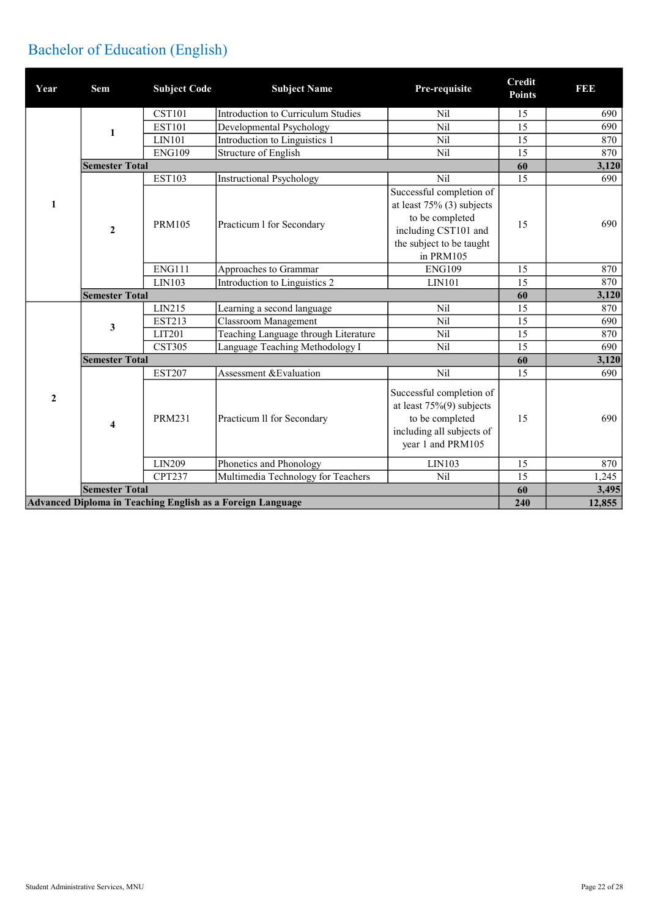# Bachelor of Education (English)

| Year | Sem | Subject Code | Subject Name | Pre-requisite | Credit Points | FEE |
|---|---|---|---|---|---|---|
| 1 | 1 | CST101 | Introduction to Curriculum Studies | Nil | 15 | 690 |
| | | EST101 | Developmental Psychology | Nil | 15 | 690 |
| | | LIN101 | Introduction to Linguistics 1 | Nil | 15 | 870 |
| | | ENG109 | Structure of English | Nil | 15 | 870 |
| | **Semester Total** | | | | **60** | **3,120** |
| | 2 | EST103 | Instructional Psychology | Nil | 15 | 690 |
| | | PRM105 | Practicum l for Secondary | Successful completion of at least 75% (3) subjects to be completed including CST101 and the subject to be taught in PRM105 | 15 | 690 |
| | | ENG111 | Approaches to Grammar | ENG109 | 15 | 870 |
| | | LIN103 | Introduction to Linguistics 2 | LIN101 | 15 | 870 |
| | **Semester Total** | | | | **60** | **3,120** |
| 2 | 3 | LIN215 | Learning a second language | Nil | 15 | 870 |
| | | EST213 | Classroom Management | Nil | 15 | 690 |
| | | LIT201 | Teaching Language through Literature | Nil | 15 | 870 |
| | | CST305 | Language Teaching Methodology I | Nil | 15 | 690 |
| | **Semester Total** | | | | **60** | **3,120** |
| | 4 | EST207 | Assessment &Evaluation | Nil | 15 | 690 |
| | | PRM231 | Practicum ll for Secondary | Successful completion of at least 75%(9) subjects to be completed including all subjects of year 1 and PRM105 | 15 | 690 |
| | | LIN209 | Phonetics and Phonology | LIN103 | 15 | 870 |
| | | CPT237 | Multimedia Technology for Teachers | Nil | 15 | 1,245 |
| | **Semester Total** | | | | **60** | **3,495** |
| **Advanced Diploma in Teaching English as a Foreign Language** | | | | | **240** | **12,855** |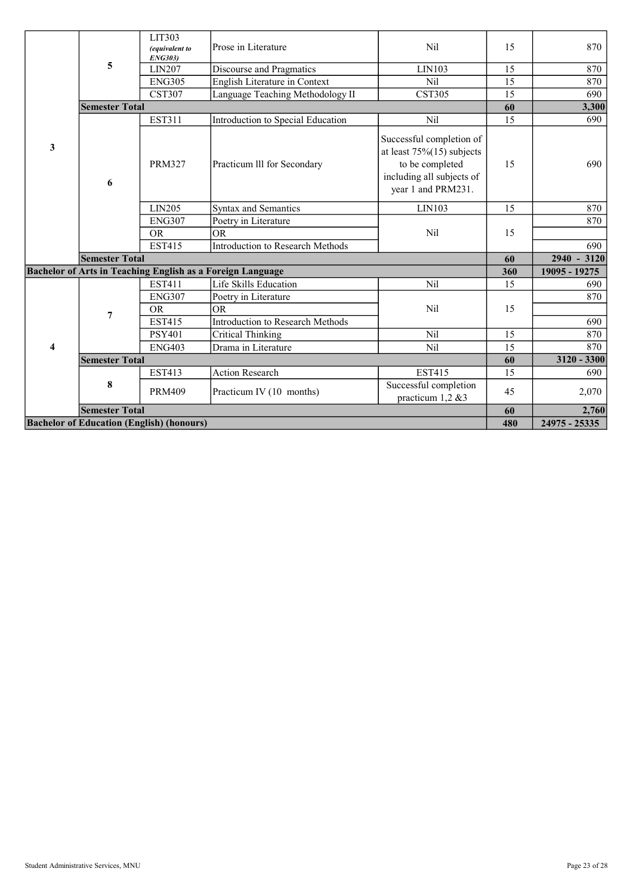| | | | | | | |
|---|---|---|---|---|---|---|
| 3 | 5 | LIT303 *(equivalent to ENG303)* | Prose in Literature | Nil | 15 | 870 |
| | | LIN207 | Discourse and Pragmatics | LIN103 | 15 | 870 |
| | | ENG305 | English Literature in Context | Nil | 15 | 870 |
| | | CST307 | Language Teaching Methodology II | CST305 | 15 | 690 |
| | **Semester Total** | | | | **60** | **3,300** |
| | 6 | EST311 | Introduction to Special Education | Nil | 15 | 690 |
| | | PRM327 | Practicum lll for Secondary | Successful completion of at least 75%(15) subjects to be completed including all subjects of year 1 and PRM231. | 15 | 690 |
| | | LIN205 | Syntax and Semantics | LIN103 | 15 | 870 |
| | | ENG307 | Poetry in Literature | Nil | 15 | 870 |
| | | OR | OR | | | |
| | | EST415 | Introduction to Research Methods | | | 690 |
| | **Semester Total** | | | | **60** | **2940 - 3120** |
| **Bachelor of Arts in Teaching English as a Foreign Language** | | | | | **360** | **19095 - 19275** |
| 4 | 7 | EST411 | Life Skills Education | Nil | 15 | 690 |
| | | ENG307 | Poetry in Literature | Nil | 15 | 870 |
| | | OR | OR | | | |
| | | EST415 | Introduction to Research Methods | | | 690 |
| | | PSY401 | Critical Thinking | Nil | 15 | 870 |
| | | ENG403 | Drama in Literature | Nil | 15 | 870 |
| | **Semester Total** | | | | **60** | **3120 - 3300** |
| | 8 | EST413 | Action Research | EST415 | 15 | 690 |
| | | PRM409 | Practicum IV (10 months) | Successful completion practicum 1,2 &3 | 45 | 2,070 |
| | **Semester Total** | | | | **60** | **2,760** |
| **Bachelor of Education (English) (honours)** | | | | | **480** | **24975 - 25335** |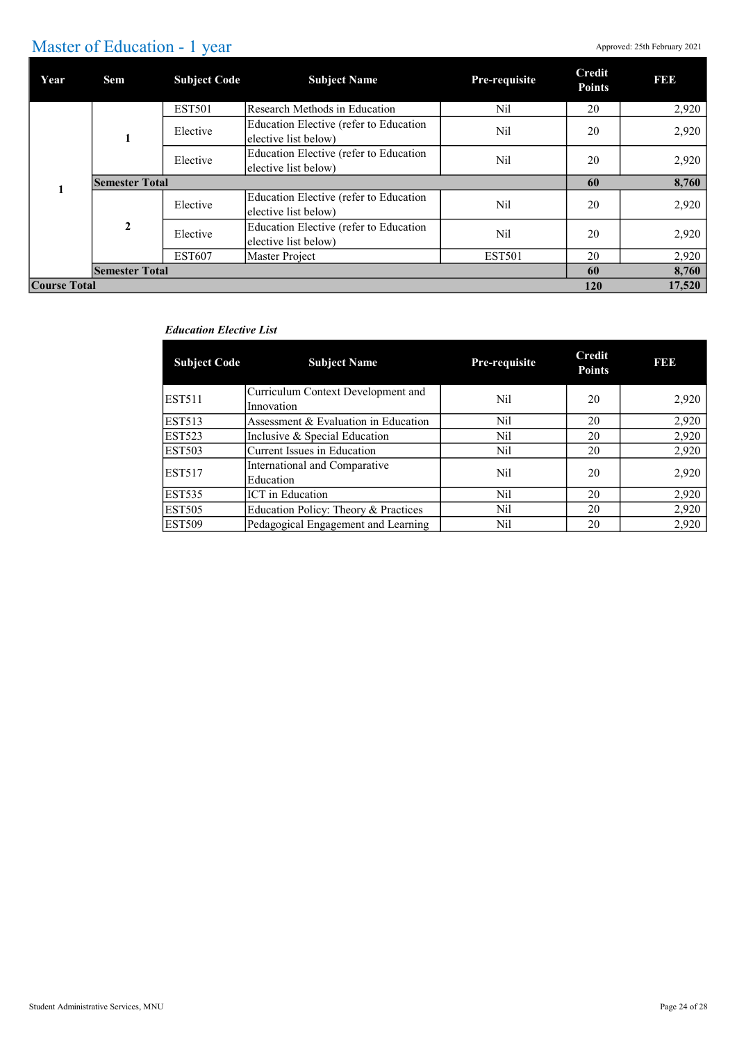# Master of Education - 1 year

Approved: 25th February 2021

| Year | Sem | Subject Code | Subject Name | Pre-requisite | Credit Points | FEE |
|---|---|---|---|---|---|---|
| 1 | 1 | EST501 | Research Methods in Education | Nil | 20 | 2,920 |
| | | Elective | Education Elective (refer to Education elective list below) | Nil | 20 | 2,920 |
| | | Elective | Education Elective (refer to Education elective list below) | Nil | 20 | 2,920 |
| | **Semester Total** | | | | **60** | **8,760** |
| | 2 | Elective | Education Elective (refer to Education elective list below) | Nil | 20 | 2,920 |
| | | Elective | Education Elective (refer to Education elective list below) | Nil | 20 | 2,920 |
| | | EST607 | Master Project | EST501 | 20 | 2,920 |
| | **Semester Total** | | | | **60** | **8,760** |
| **Course Total** | | | | | **120** | **17,520** |

***Education Elective List***

| Subject Code | Subject Name | Pre-requisite | Credit Points | FEE |
|---|---|---|---|---|
| EST511 | Curriculum Context Development and Innovation | Nil | 20 | 2,920 |
| EST513 | Assessment & Evaluation in Education | Nil | 20 | 2,920 |
| EST523 | Inclusive & Special Education | Nil | 20 | 2,920 |
| EST503 | Current Issues in Education | Nil | 20 | 2,920 |
| EST517 | International and Comparative Education | Nil | 20 | 2,920 |
| EST535 | ICT in Education | Nil | 20 | 2,920 |
| EST505 | Education Policy: Theory & Practices | Nil | 20 | 2,920 |
| EST509 | Pedagogical Engagement and Learning | Nil | 20 | 2,920 |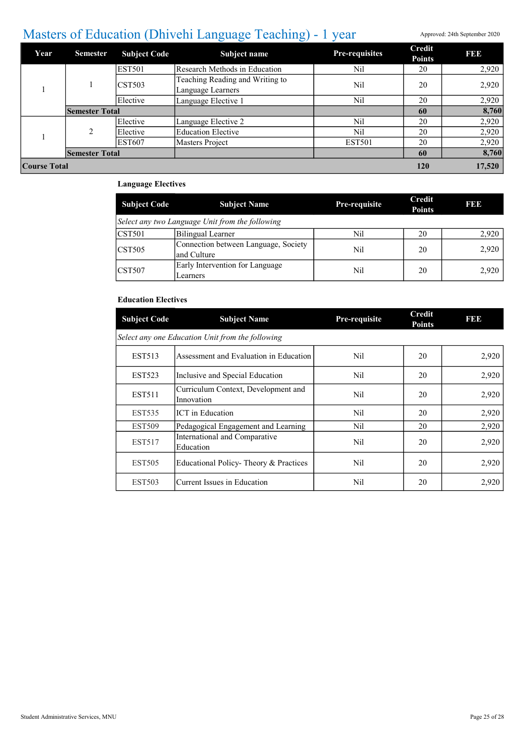# Masters of Education (Dhivehi Language Teaching) - 1 year

Approved: 24th September 2020

| Year | Semester | Subject Code | Subject name | Pre-requisites | Credit Points | FEE |
|---|---|---|---|---|---|---|
| 1 | 1 | EST501 | Research Methods in Education | Nil | 20 | 2,920 |
| | | CST503 | Teaching Reading and Writing to Language Learners | Nil | 20 | 2,920 |
| | | Elective | Language Elective 1 | Nil | 20 | 2,920 |
| | **Semester Total** | | | | **60** | **8,760** |
| 1 | 2 | Elective | Language Elective 2 | Nil | 20 | 2,920 |
| | | Elective | Education Elective | Nil | 20 | 2,920 |
| | | EST607 | Masters Project | EST501 | 20 | 2,920 |
| | **Semester Total** | | | | **60** | **8,760** |
| **Course Total** | | | | | **120** | **17,520** |

**Language Electives**

| Subject Code | Subject Name | Pre-requisite | Credit Points | FEE |
|---|---|---|---|---|
| *Select any two Language Unit from the following* | | | | |
| CST501 | Bilingual Learner | Nil | 20 | 2,920 |
| CST505 | Connection between Language, Society and Culture | Nil | 20 | 2,920 |
| CST507 | Early Intervention for Language Learners | Nil | 20 | 2,920 |

**Education Electives**

| Subject Code | Subject Name | Pre-requisite | Credit Points | FEE |
|---|---|---|---|---|
| *Select any one Education Unit from the following* | | | | |
| EST513 | Assessment and Evaluation in Education | Nil | 20 | 2,920 |
| EST523 | Inclusive and Special Education | Nil | 20 | 2,920 |
| EST511 | Curriculum Context, Development and Innovation | Nil | 20 | 2,920 |
| EST535 | ICT in Education | Nil | 20 | 2,920 |
| EST509 | Pedagogical Engagement and Learning | Nil | 20 | 2,920 |
| EST517 | International and Comparative Education | Nil | 20 | 2,920 |
| EST505 | Educational Policy- Theory & Practices | Nil | 20 | 2,920 |
| EST503 | Current Issues in Education | Nil | 20 | 2,920 |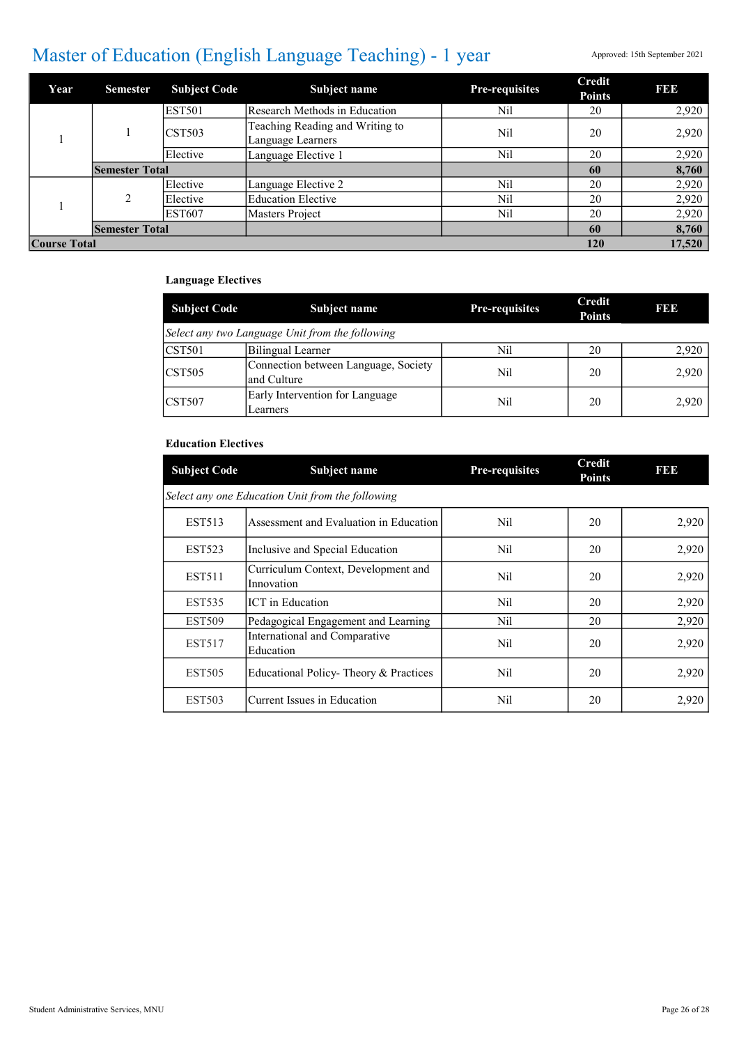# Master of Education (English Language Teaching) - 1 year

Approved: 15th September 2021

| Year | Semester | Subject Code | Subject name | Pre-requisites | Credit Points | FEE |
|---|---|---|---|---|---|---|
| 1 | 1 | EST501 | Research Methods in Education | Nil | 20 | 2,920 |
| | | CST503 | Teaching Reading and Writing to Language Learners | Nil | 20 | 2,920 |
| | | Elective | Language Elective 1 | Nil | 20 | 2,920 |
| | **Semester Total** | | | | **60** | **8,760** |
| 1 | 2 | Elective | Language Elective 2 | Nil | 20 | 2,920 |
| | | Elective | Education Elective | Nil | 20 | 2,920 |
| | | EST607 | Masters Project | Nil | 20 | 2,920 |
| | **Semester Total** | | | | **60** | **8,760** |
| **Course Total** | | | | | **120** | **17,520** |

### Language Electives

| Subject Code | Subject name | Pre-requisites | Credit Points | FEE |
|---|---|---|---|---|
| *Select any two Language Unit from the following* | | | | |
| CST501 | Bilingual Learner | Nil | 20 | 2,920 |
| CST505 | Connection between Language, Society and Culture | Nil | 20 | 2,920 |
| CST507 | Early Intervention for Language Learners | Nil | 20 | 2,920 |

### Education Electives

| Subject Code | Subject name | Pre-requisites | Credit Points | FEE |
|---|---|---|---|---|
| *Select any one Education Unit from the following* | | | | |
| EST513 | Assessment and Evaluation in Education | Nil | 20 | 2,920 |
| EST523 | Inclusive and Special Education | Nil | 20 | 2,920 |
| EST511 | Curriculum Context, Development and Innovation | Nil | 20 | 2,920 |
| EST535 | ICT in Education | Nil | 20 | 2,920 |
| EST509 | Pedagogical Engagement and Learning | Nil | 20 | 2,920 |
| EST517 | International and Comparative Education | Nil | 20 | 2,920 |
| EST505 | Educational Policy- Theory & Practices | Nil | 20 | 2,920 |
| EST503 | Current Issues in Education | Nil | 20 | 2,920 |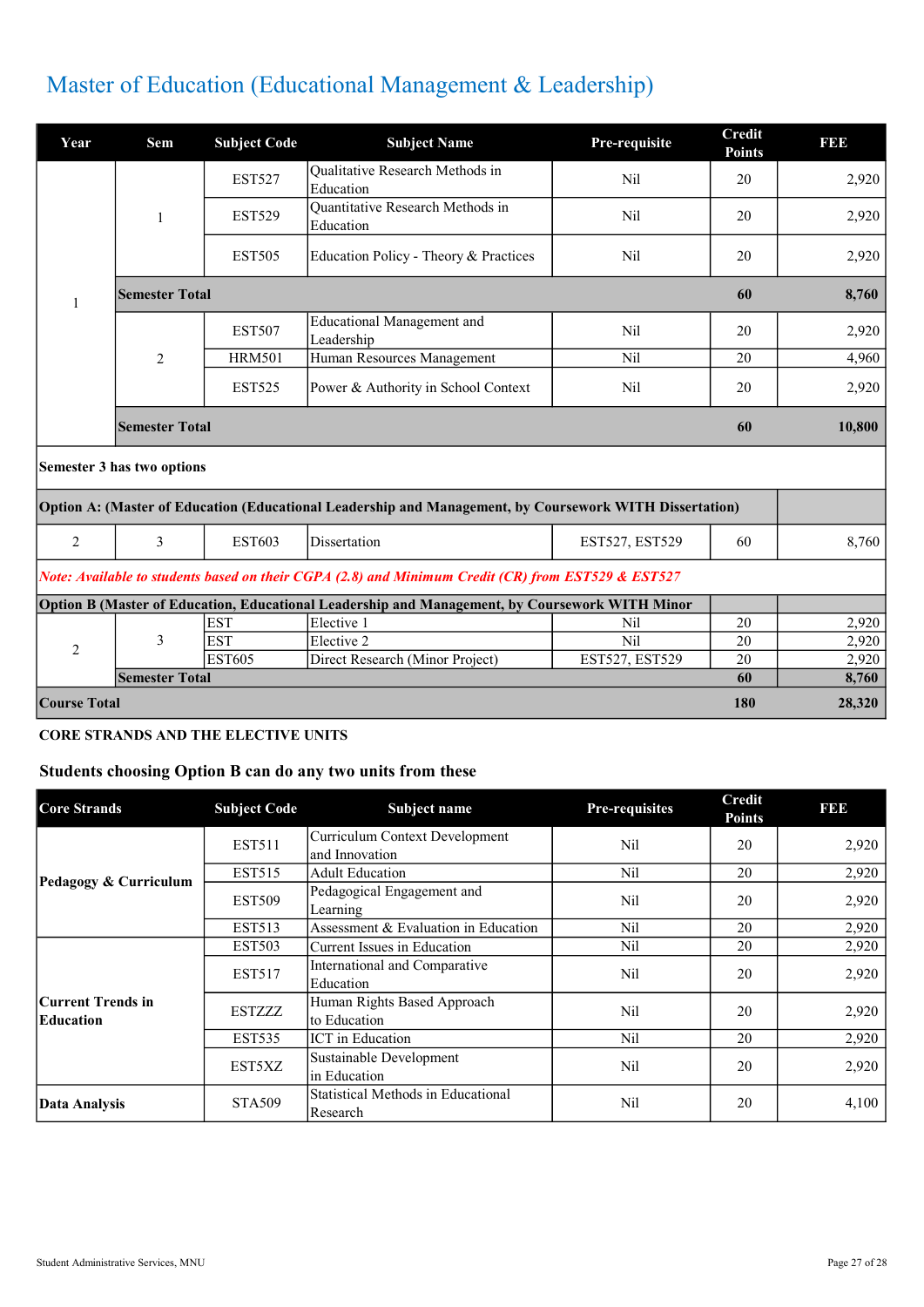# Master of Education (Educational Management & Leadership)

| Year | Sem | Subject Code | Subject Name | Pre-requisite | Credit Points | FEE |
|---|---|---|---|---|---|---|
| 1 | 1 | EST527 | Qualitative Research Methods in Education | Nil | 20 | 2,920 |
| | | EST529 | Quantitative Research Methods in Education | Nil | 20 | 2,920 |
| | | EST505 | Education Policy - Theory & Practices | Nil | 20 | 2,920 |
| | **Semester Total** | | | | **60** | **8,760** |
| | 2 | EST507 | Educational Management and Leadership | Nil | 20 | 2,920 |
| | | HRM501 | Human Resources Management | Nil | 20 | 4,960 |
| | | EST525 | Power & Authority in School Context | Nil | 20 | 2,920 |
| | **Semester Total** | | | | **60** | **10,800** |
| **Semester 3 has two options** | | | | | | |
| **Option A: (Master of Education (Educational Leadership and Management, by Coursework WITH Dissertation)** | | | | | | |
| 2 | 3 | EST603 | Dissertation | EST527, EST529 | 60 | 8,760 |
| *Note: Available to students based on their CGPA (2.8) and Minimum Credit (CR) from EST529 & EST527* | | | | | | |
| **Option B (Master of Education, Educational Leadership and Management, by Coursework WITH Minor** | | | | | | |
| 2 | 3 | EST | Elective 1 | Nil | 20 | 2,920 |
| | | EST | Elective 2 | Nil | 20 | 2,920 |
| | | EST605 | Direct Research (Minor Project) | EST527, EST529 | 20 | 2,920 |
| | **Semester Total** | | | | **60** | **8,760** |
| **Course Total** | | | | | **180** | **28,320** |

**CORE STRANDS AND THE ELECTIVE UNITS**

### Students choosing Option B can do any two units from these

| Core Strands | Subject Code | Subject name | Pre-requisites | Credit Points | FEE |
|---|---|---|---|---|---|
| **Pedagogy & Curriculum** | EST511 | Curriculum Context Development and Innovation | Nil | 20 | 2,920 |
| | EST515 | Adult Education | Nil | 20 | 2,920 |
| | EST509 | Pedagogical Engagement and Learning | Nil | 20 | 2,920 |
| | EST513 | Assessment & Evaluation in Education | Nil | 20 | 2,920 |
| **Current Trends in Education** | EST503 | Current Issues in Education | Nil | 20 | 2,920 |
| | EST517 | International and Comparative Education | Nil | 20 | 2,920 |
| | ESTZZZ | Human Rights Based Approach to Education | Nil | 20 | 2,920 |
| | EST535 | ICT in Education | Nil | 20 | 2,920 |
| | EST5XZ | Sustainable Development in Education | Nil | 20 | 2,920 |
| **Data Analysis** | STA509 | Statistical Methods in Educational Research | Nil | 20 | 4,100 |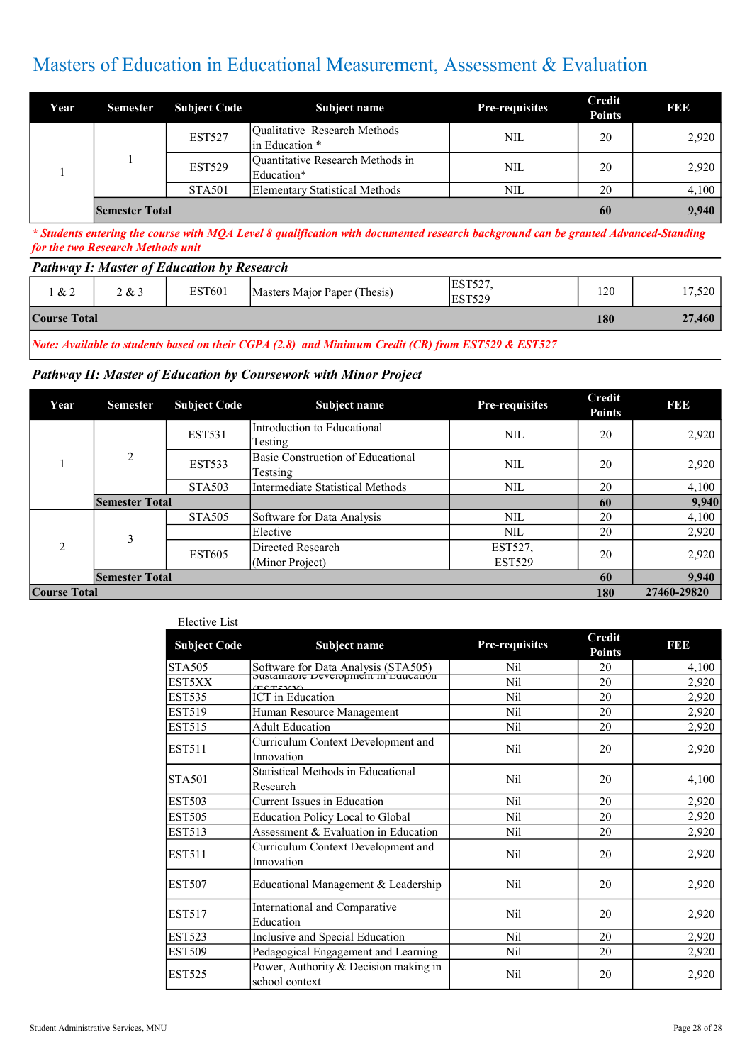# Masters of Education in Educational Measurement, Assessment & Evaluation

| Year | Semester | Subject Code | Subject name | Pre-requisites | Credit Points | FEE |
|---|---|---|---|---|---|---|
| 1 | 1 | EST527 | Qualitative Research Methods in Education * | NIL | 20 | 2,920 |
| | | EST529 | Quantitative Research Methods in Education* | NIL | 20 | 2,920 |
| | | STA501 | Elementary Statistical Methods | NIL | 20 | 4,100 |
| | **Semester Total** | | | | **60** | **9,940** |

***\* Students entering the course with MQA Level 8 qualification with documented research background can be granted Advanced-Standing for the two Research Methods unit***

***Pathway I: Master of Education by Research***

| Year | Semester | Subject Code | Subject name | Pre-requisites | Credit Points | FEE |
|---|---|---|---|---|---|---|
| 1 & 2 | 2 & 3 | EST601 | Masters Major Paper (Thesis) | EST527, EST529 | 120 | 17,520 |
| **Course Total** | | | | | **180** | **27,460** |

***Note: Available to students based on their CGPA (2.8) and Minimum Credit (CR) from EST529 & EST527***

***Pathway II: Master of Education by Coursework with Minor Project***

| Year | Semester | Subject Code | Subject name | Pre-requisites | Credit Points | FEE |
|---|---|---|---|---|---|---|
| 1 | 2 | EST531 | Introduction to Educational Testing | NIL | 20 | 2,920 |
| | | EST533 | Basic Construction of Educational Testsing | NIL | 20 | 2,920 |
| | | STA503 | Intermediate Statistical Methods | NIL | 20 | 4,100 |
| | **Semester Total** | | | | **60** | **9,940** |
| 2 | 3 | STA505 | Software for Data Analysis | NIL | 20 | 4,100 |
| | | | Elective | NIL | 20 | 2,920 |
| | | EST605 | Directed Research (Minor Project) | EST527, EST529 | 20 | 2,920 |
| | **Semester Total** | | | | **60** | **9,940** |
| **Course Total** | | | | | **180** | **27460-29820** |

Elective List

| Subject Code | Subject name | Pre-requisites | Credit Points | FEE |
|---|---|---|---|---|
| STA505 | Software for Data Analysis (STA505) | Nil | 20 | 4,100 |
| EST5XX | Sustainable Development in Education (EST5XX) | Nil | 20 | 2,920 |
| EST535 | ICT in Education | Nil | 20 | 2,920 |
| EST519 | Human Resource Management | Nil | 20 | 2,920 |
| EST515 | Adult Education | Nil | 20 | 2,920 |
| EST511 | Curriculum Context Development and Innovation | Nil | 20 | 2,920 |
| STA501 | Statistical Methods in Educational Research | Nil | 20 | 4,100 |
| EST503 | Current Issues in Education | Nil | 20 | 2,920 |
| EST505 | Education Policy Local to Global | Nil | 20 | 2,920 |
| EST513 | Assessment & Evaluation in Education | Nil | 20 | 2,920 |
| EST511 | Curriculum Context Development and Innovation | Nil | 20 | 2,920 |
| EST507 | Educational Management & Leadership | Nil | 20 | 2,920 |
| EST517 | International and Comparative Education | Nil | 20 | 2,920 |
| EST523 | Inclusive and Special Education | Nil | 20 | 2,920 |
| EST509 | Pedagogical Engagement and Learning | Nil | 20 | 2,920 |
| EST525 | Power, Authority & Decision making in school context | Nil | 20 | 2,920 |